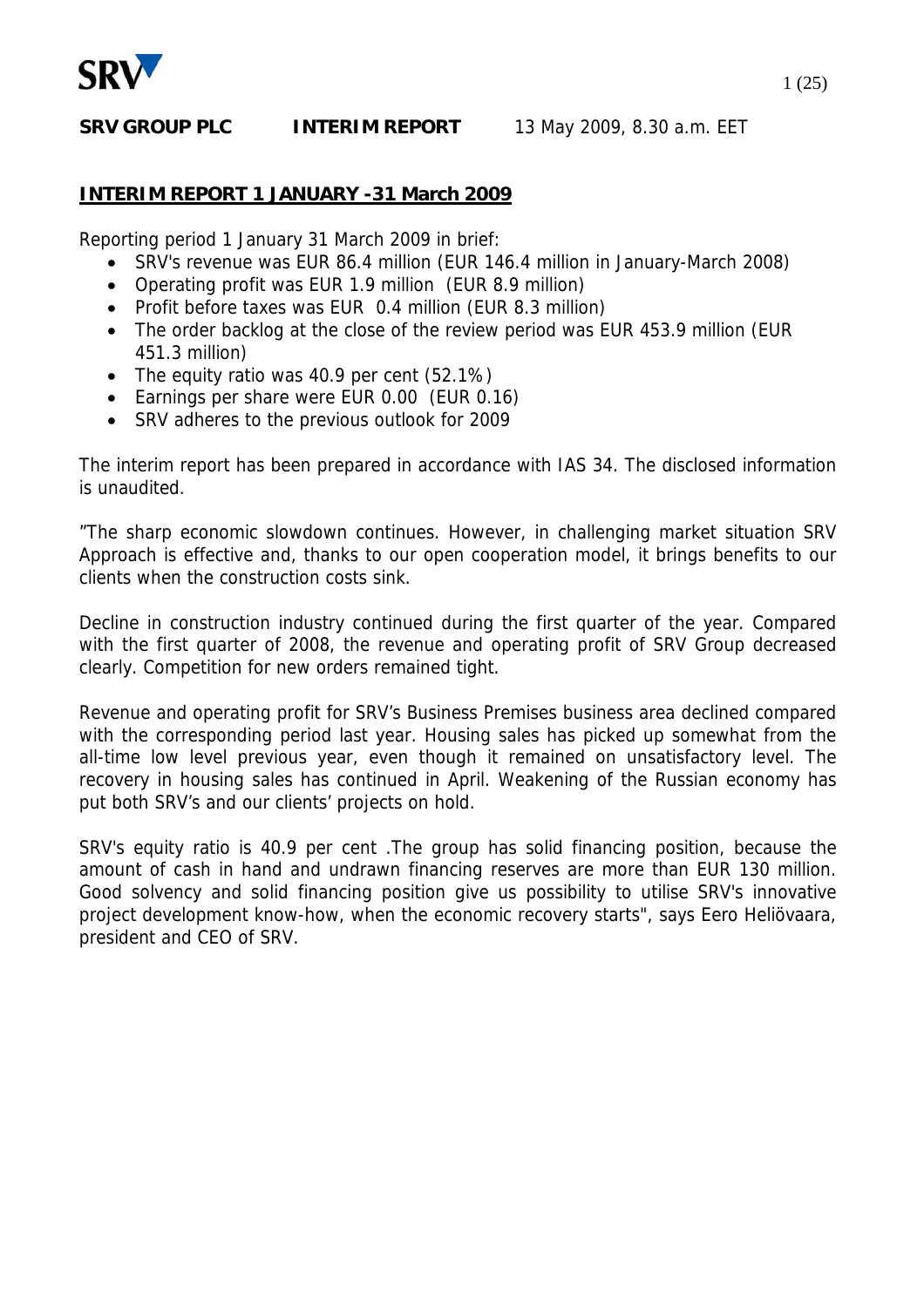**SRV GROUP PLC** **INTERIM REPORT** 13 May 2009, 8.30 a.m. EET

## INTERIM REPORT 1 JANUARY -31 March 2009

Reporting period 1 January 31 March 2009 in brief:

- SRV's revenue was EUR 86.4 million (EUR 146.4 million in January-March 2008)
- Operating profit was EUR 1.9 million (EUR 8.9 million)
- Profit before taxes was EUR 0.4 million (EUR 8.3 million)
- The order backlog at the close of the review period was EUR 453.9 million (EUR 451.3 million)
- The equity ratio was 40.9 per cent (52.1%)
- Earnings per share were EUR 0.00 (EUR 0.16)
- SRV adheres to the previous outlook for 2009

The interim report has been prepared in accordance with IAS 34. The disclosed information is unaudited.

”The sharp economic slowdown continues. However, in challenging market situation SRV Approach is effective and, thanks to our open cooperation model, it brings benefits to our clients when the construction costs sink.

Decline in construction industry continued during the first quarter of the year. Compared with the first quarter of 2008, the revenue and operating profit of SRV Group decreased clearly. Competition for new orders remained tight.

Revenue and operating profit for SRV's Business Premises business area declined compared with the corresponding period last year. Housing sales has picked up somewhat from the all-time low level previous year, even though it remained on unsatisfactory level. The recovery in housing sales has continued in April. Weakening of the Russian economy has put both SRV's and our clients' projects on hold.

SRV's equity ratio is 40.9 per cent .The group has solid financing position, because the amount of cash in hand and undrawn financing reserves are more than EUR 130 million. Good solvency and solid financing position give us possibility to utilise SRV's innovative project development know-how, when the economic recovery starts", says Eero Heliövaara, president and CEO of SRV.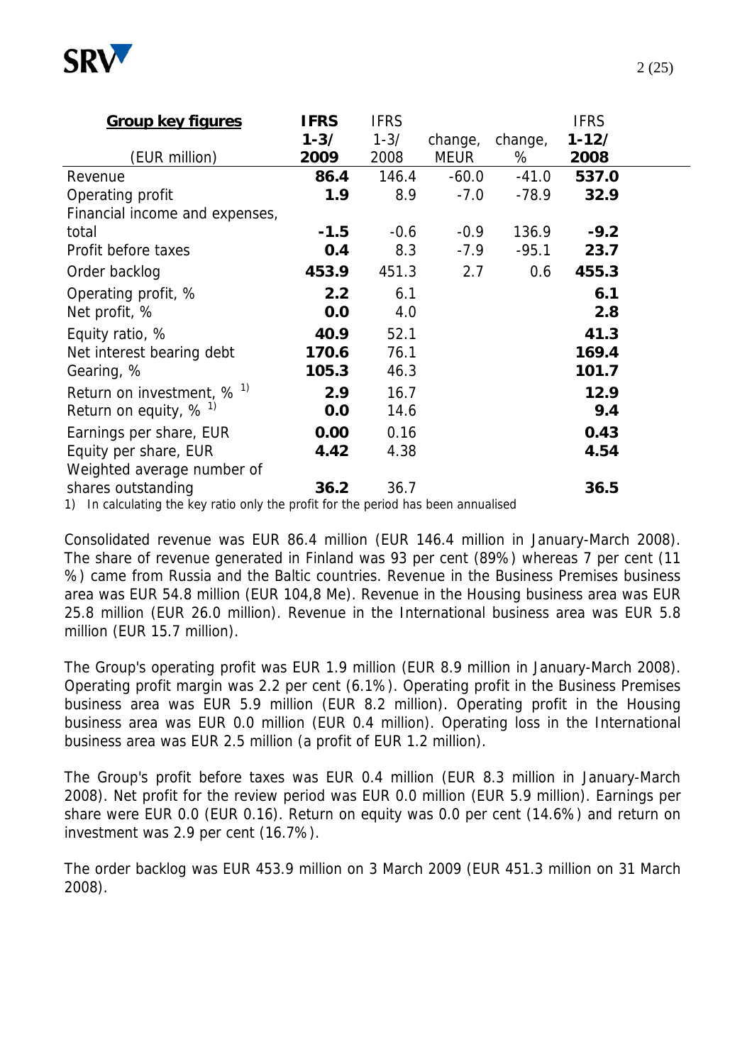| **Group key figures** | **IFRS** | IFRS | | | **IFRS** |
|---|---|---|---|---|---|
| | **1-3/** | 1-3/ | change, | change, | **1-12/** |
| (EUR million) | **2009** | 2008 | MEUR | % | **2008** |
| Revenue | **86.4** | 146.4 | -60.0 | -41.0 | **537.0** |
| Operating profit | **1.9** | 8.9 | -7.0 | -78.9 | **32.9** |
| Financial income and expenses, total | **-1.5** | -0.6 | -0.9 | 136.9 | **-9.2** |
| Profit before taxes | **0.4** | 8.3 | -7.9 | -95.1 | **23.7** |
| Order backlog | **453.9** | 451.3 | 2.7 | 0.6 | **455.3** |
| Operating profit, % | **2.2** | 6.1 | | | **6.1** |
| Net profit, % | **0.0** | 4.0 | | | **2.8** |
| Equity ratio, % | **40.9** | 52.1 | | | **41.3** |
| Net interest bearing debt | **170.6** | 76.1 | | | **169.4** |
| Gearing, % | **105.3** | 46.3 | | | **101.7** |
| Return on investment, % [1) ] | **2.9** | 16.7 | | | **12.9** |
| Return on equity, % [1) ] | **0.0** | 14.6 | | | **9.4** |
| Earnings per share, EUR | **0.00** | 0.16 | | | **0.43** |
| Equity per share, EUR | **4.42** | 4.38 | | | **4.54** |
| Weighted average number of shares outstanding | **36.2** | 36.7 | | | **36.5** |

1) In calculating the key ratio only the profit for the period has been annualised

Consolidated revenue was EUR 86.4 million (EUR 146.4 million in January-March 2008). The share of revenue generated in Finland was 93 per cent (89%) whereas 7 per cent (11 %) came from Russia and the Baltic countries. Revenue in the Business Premises business area was EUR 54.8 million (EUR 104,8 Me). Revenue in the Housing business area was EUR 25.8 million (EUR 26.0 million). Revenue in the International business area was EUR 5.8 million (EUR 15.7 million).

The Group's operating profit was EUR 1.9 million (EUR 8.9 million in January-March 2008). Operating profit margin was 2.2 per cent (6.1%). Operating profit in the Business Premises business area was EUR 5.9 million (EUR 8.2 million). Operating profit in the Housing business area was EUR 0.0 million (EUR 0.4 million). Operating loss in the International business area was EUR 2.5 million (a profit of EUR 1.2 million).

The Group's profit before taxes was EUR 0.4 million (EUR 8.3 million in January-March 2008). Net profit for the review period was EUR 0.0 million (EUR 5.9 million). Earnings per share were EUR 0.0 (EUR 0.16). Return on equity was 0.0 per cent (14.6%) and return on investment was 2.9 per cent (16.7%).

The order backlog was EUR 453.9 million on 3 March 2009 (EUR 451.3 million on 31 March 2008).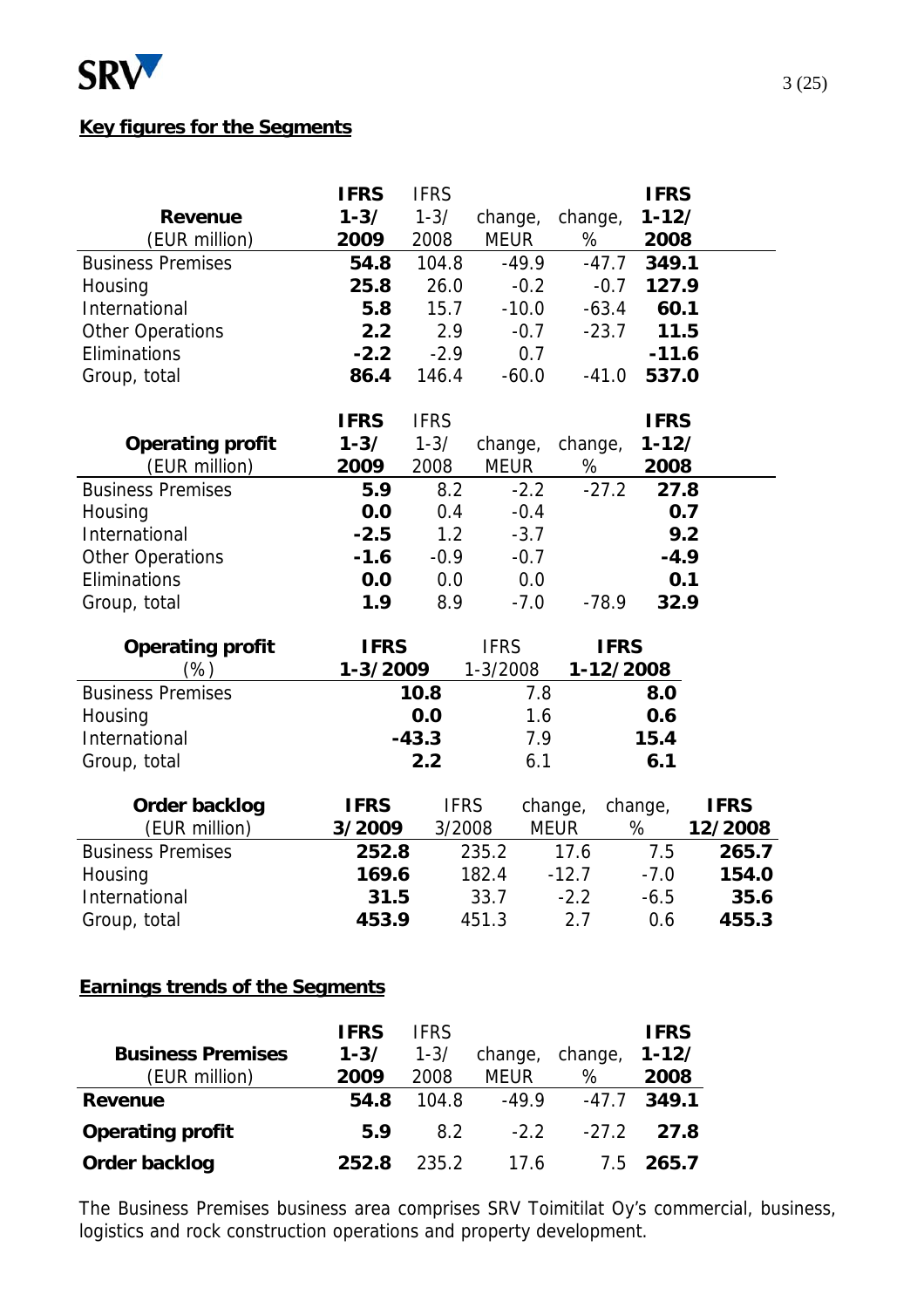## Key figures for the Segments

| Revenue (EUR million) | IFRS 1-3/ 2009 | IFRS 1-3/ 2008 | change, MEUR | change, % | IFRS 1-12/ 2008 |
|---|---|---|---|---|---|
| Business Premises | **54.8** | 104.8 | -49.9 | -47.7 | **349.1** |
| Housing | **25.8** | 26.0 | -0.2 | -0.7 | **127.9** |
| International | **5.8** | 15.7 | -10.0 | -63.4 | **60.1** |
| Other Operations | **2.2** | 2.9 | -0.7 | -23.7 | **11.5** |
| Eliminations | **-2.2** | -2.9 | 0.7 | | **-11.6** |
| Group, total | **86.4** | 146.4 | -60.0 | -41.0 | **537.0** |

| Operating profit (EUR million) | IFRS 1-3/ 2009 | IFRS 1-3/ 2008 | change, MEUR | change, % | IFRS 1-12/ 2008 |
|---|---|---|---|---|---|
| Business Premises | **5.9** | 8.2 | -2.2 | -27.2 | **27.8** |
| Housing | **0.0** | 0.4 | -0.4 | | **0.7** |
| International | **-2.5** | 1.2 | -3.7 | | **9.2** |
| Other Operations | **-1.6** | -0.9 | -0.7 | | **-4.9** |
| Eliminations | **0.0** | 0.0 | 0.0 | | **0.1** |
| Group, total | **1.9** | 8.9 | -7.0 | -78.9 | **32.9** |

| Operating profit (%) | IFRS 1-3/2009 | IFRS 1-3/2008 | IFRS 1-12/2008 |
|---|---|---|---|
| Business Premises | **10.8** | 7.8 | **8.0** |
| Housing | **0.0** | 1.6 | **0.6** |
| International | **-43.3** | 7.9 | **15.4** |
| Group, total | **2.2** | 6.1 | **6.1** |

| Order backlog (EUR million) | IFRS 3/2009 | IFRS 3/2008 | change, MEUR | change, % | IFRS 12/2008 |
|---|---|---|---|---|---|
| Business Premises | **252.8** | 235.2 | 17.6 | 7.5 | **265.7** |
| Housing | **169.6** | 182.4 | -12.7 | -7.0 | **154.0** |
| International | **31.5** | 33.7 | -2.2 | -6.5 | **35.6** |
| Group, total | **453.9** | 451.3 | 2.7 | 0.6 | **455.3** |

## Earnings trends of the Segments

| Business Premises (EUR million) | IFRS 1-3/ 2009 | IFRS 1-3/ 2008 | change, MEUR | change, % | IFRS 1-12/ 2008 |
|---|---|---|---|---|---|
| **Revenue** | **54.8** | 104.8 | -49.9 | -47.7 | **349.1** |
| **Operating profit** | **5.9** | 8.2 | -2.2 | -27.2 | **27.8** |
| **Order backlog** | **252.8** | 235.2 | 17.6 | 7.5 | **265.7** |

The Business Premises business area comprises SRV Toimitilat Oy's commercial, business, logistics and rock construction operations and property development.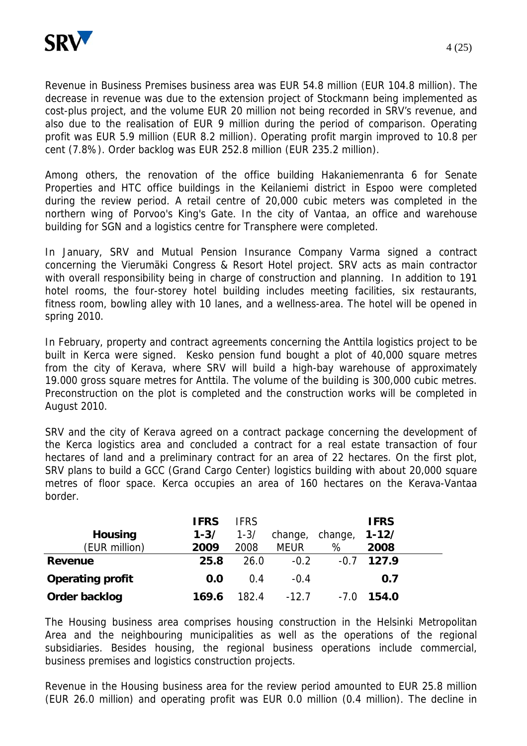Revenue in Business Premises business area was EUR 54.8 million (EUR 104.8 million). The decrease in revenue was due to the extension project of Stockmann being implemented as cost-plus project, and the volume EUR 20 million not being recorded in SRV's revenue, and also due to the realisation of EUR 9 million during the period of comparison. Operating profit was EUR 5.9 million (EUR 8.2 million). Operating profit margin improved to 10.8 per cent (7.8%). Order backlog was EUR 252.8 million (EUR 235.2 million).

Among others, the renovation of the office building Hakaniemenranta 6 for Senate Properties and HTC office buildings in the Keilaniemi district in Espoo were completed during the review period. A retail centre of 20,000 cubic meters was completed in the northern wing of Porvoo's King's Gate. In the city of Vantaa, an office and warehouse building for SGN and a logistics centre for Transphere were completed.

In January, SRV and Mutual Pension Insurance Company Varma signed a contract concerning the Vierumäki Congress & Resort Hotel project. SRV acts as main contractor with overall responsibility being in charge of construction and planning. In addition to 191 hotel rooms, the four-storey hotel building includes meeting facilities, six restaurants, fitness room, bowling alley with 10 lanes, and a wellness-area. The hotel will be opened in spring 2010.

In February, property and contract agreements concerning the Anttila logistics project to be built in Kerca were signed. Kesko pension fund bought a plot of 40,000 square metres from the city of Kerava, where SRV will build a high-bay warehouse of approximately 19.000 gross square metres for Anttila. The volume of the building is 300,000 cubic metres. Preconstruction on the plot is completed and the construction works will be completed in August 2010.

SRV and the city of Kerava agreed on a contract package concerning the development of the Kerca logistics area and concluded a contract for a real estate transaction of four hectares of land and a preliminary contract for an area of 22 hectares. On the first plot, SRV plans to build a GCC (Grand Cargo Center) logistics building with about 20,000 square metres of floor space. Kerca occupies an area of 160 hectares on the Kerava-Vantaa border.

| **Housing** (EUR million) | **IFRS 1-3/ 2009** | IFRS 1-3/ 2008 | change, MEUR | change, % | **IFRS 1-12/ 2008** |
|---|---|---|---|---|---|
| **Revenue** | **25.8** | 26.0 | -0.2 | -0.7 | **127.9** |
| **Operating profit** | **0.0** | 0.4 | -0.4 | | **0.7** |
| **Order backlog** | **169.6** | 182.4 | -12.7 | -7.0 | **154.0** |

The Housing business area comprises housing construction in the Helsinki Metropolitan Area and the neighbouring municipalities as well as the operations of the regional subsidiaries. Besides housing, the regional business operations include commercial, business premises and logistics construction projects.

Revenue in the Housing business area for the review period amounted to EUR 25.8 million (EUR 26.0 million) and operating profit was EUR 0.0 million (0.4 million). The decline in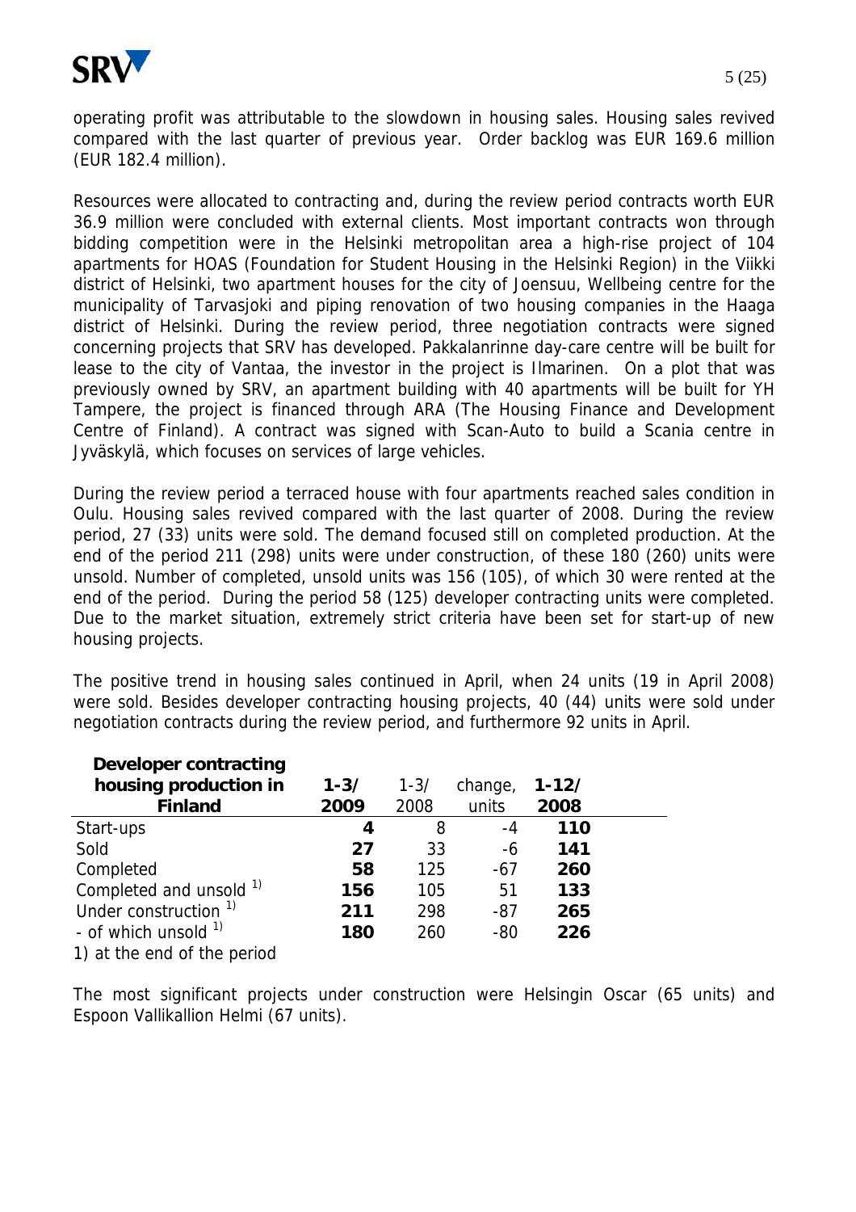operating profit was attributable to the slowdown in housing sales. Housing sales revived compared with the last quarter of previous year. Order backlog was EUR 169.6 million (EUR 182.4 million).

Resources were allocated to contracting and, during the review period contracts worth EUR 36.9 million were concluded with external clients. Most important contracts won through bidding competition were in the Helsinki metropolitan area a high-rise project of 104 apartments for HOAS (Foundation for Student Housing in the Helsinki Region) in the Viikki district of Helsinki, two apartment houses for the city of Joensuu, Wellbeing centre for the municipality of Tarvasjoki and piping renovation of two housing companies in the Haaga district of Helsinki. During the review period, three negotiation contracts were signed concerning projects that SRV has developed. Pakkalanrinne day-care centre will be built for lease to the city of Vantaa, the investor in the project is Ilmarinen. On a plot that was previously owned by SRV, an apartment building with 40 apartments will be built for YH Tampere, the project is financed through ARA (The Housing Finance and Development Centre of Finland). A contract was signed with Scan-Auto to build a Scania centre in Jyväskylä, which focuses on services of large vehicles.

During the review period a terraced house with four apartments reached sales condition in Oulu. Housing sales revived compared with the last quarter of 2008. During the review period, 27 (33) units were sold. The demand focused still on completed production. At the end of the period 211 (298) units were under construction, of these 180 (260) units were unsold. Number of completed, unsold units was 156 (105), of which 30 were rented at the end of the period. During the period 58 (125) developer contracting units were completed. Due to the market situation, extremely strict criteria have been set for start-up of new housing projects.

The positive trend in housing sales continued in April, when 24 units (19 in April 2008) were sold. Besides developer contracting housing projects, 40 (44) units were sold under negotiation contracts during the review period, and furthermore 92 units in April.

| **Developer contracting housing production in Finland** | **1-3/ 2009** | 1-3/ 2008 | change, units | **1-12/ 2008** |
|---|---|---|---|---|
| Start-ups | **4** | 8 | -4 | **110** |
| Sold | **27** | 33 | -6 | **141** |
| Completed | **58** | 125 | -67 | **260** |
| Completed and unsold [1] | **156** | 105 | 51 | **133** |
| Under construction [1] | **211** | 298 | -87 | **265** |
| - of which unsold [1] | **180** | 260 | -80 | **226** |

1) at the end of the period

The most significant projects under construction were Helsingin Oscar (65 units) and Espoon Vallikallion Helmi (67 units).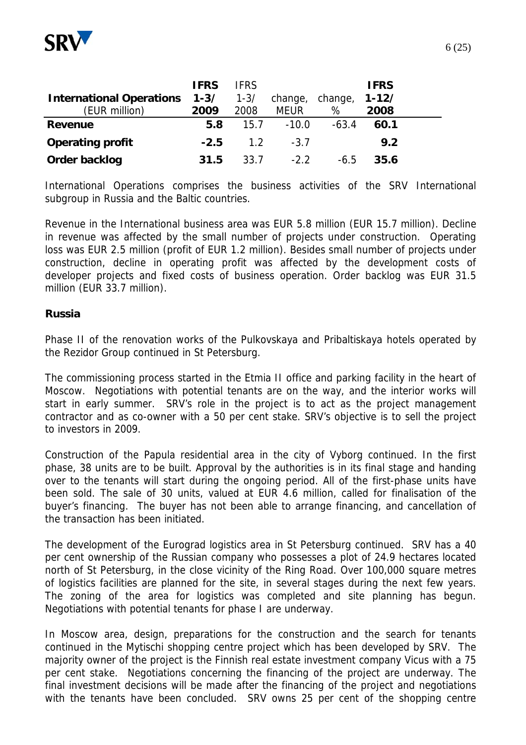| **International Operations** (EUR million) | **IFRS 1-3/ 2009** | IFRS 1-3/ 2008 | change, MEUR | change, % | **IFRS 1-12/ 2008** |
|---|---|---|---|---|---|
| **Revenue** | **5.8** | 15.7 | -10.0 | -63.4 | **60.1** |
| **Operating profit** | **-2.5** | 1.2 | -3.7 | | **9.2** |
| **Order backlog** | **31.5** | 33.7 | -2.2 | -6.5 | **35.6** |

International Operations comprises the business activities of the SRV International subgroup in Russia and the Baltic countries.

Revenue in the International business area was EUR 5.8 million (EUR 15.7 million). Decline in revenue was affected by the small number of projects under construction. Operating loss was EUR 2.5 million (profit of EUR 1.2 million). Besides small number of projects under construction, decline in operating profit was affected by the development costs of developer projects and fixed costs of business operation. Order backlog was EUR 31.5 million (EUR 33.7 million).

**Russia**

Phase II of the renovation works of the Pulkovskaya and Pribaltiskaya hotels operated by the Rezidor Group continued in St Petersburg.

The commissioning process started in the Etmia II office and parking facility in the heart of Moscow. Negotiations with potential tenants are on the way, and the interior works will start in early summer. SRV's role in the project is to act as the project management contractor and as co-owner with a 50 per cent stake. SRV's objective is to sell the project to investors in 2009.

Construction of the Papula residential area in the city of Vyborg continued. In the first phase, 38 units are to be built. Approval by the authorities is in its final stage and handing over to the tenants will start during the ongoing period. All of the first-phase units have been sold. The sale of 30 units, valued at EUR 4.6 million, called for finalisation of the buyer's financing. The buyer has not been able to arrange financing, and cancellation of the transaction has been initiated.

The development of the Eurograd logistics area in St Petersburg continued. SRV has a 40 per cent ownership of the Russian company who possesses a plot of 24.9 hectares located north of St Petersburg, in the close vicinity of the Ring Road. Over 100,000 square metres of logistics facilities are planned for the site, in several stages during the next few years. The zoning of the area for logistics was completed and site planning has begun. Negotiations with potential tenants for phase I are underway.

In Moscow area, design, preparations for the construction and the search for tenants continued in the Mytischi shopping centre project which has been developed by SRV. The majority owner of the project is the Finnish real estate investment company Vicus with a 75 per cent stake. Negotiations concerning the financing of the project are underway. The final investment decisions will be made after the financing of the project and negotiations with the tenants have been concluded. SRV owns 25 per cent of the shopping centre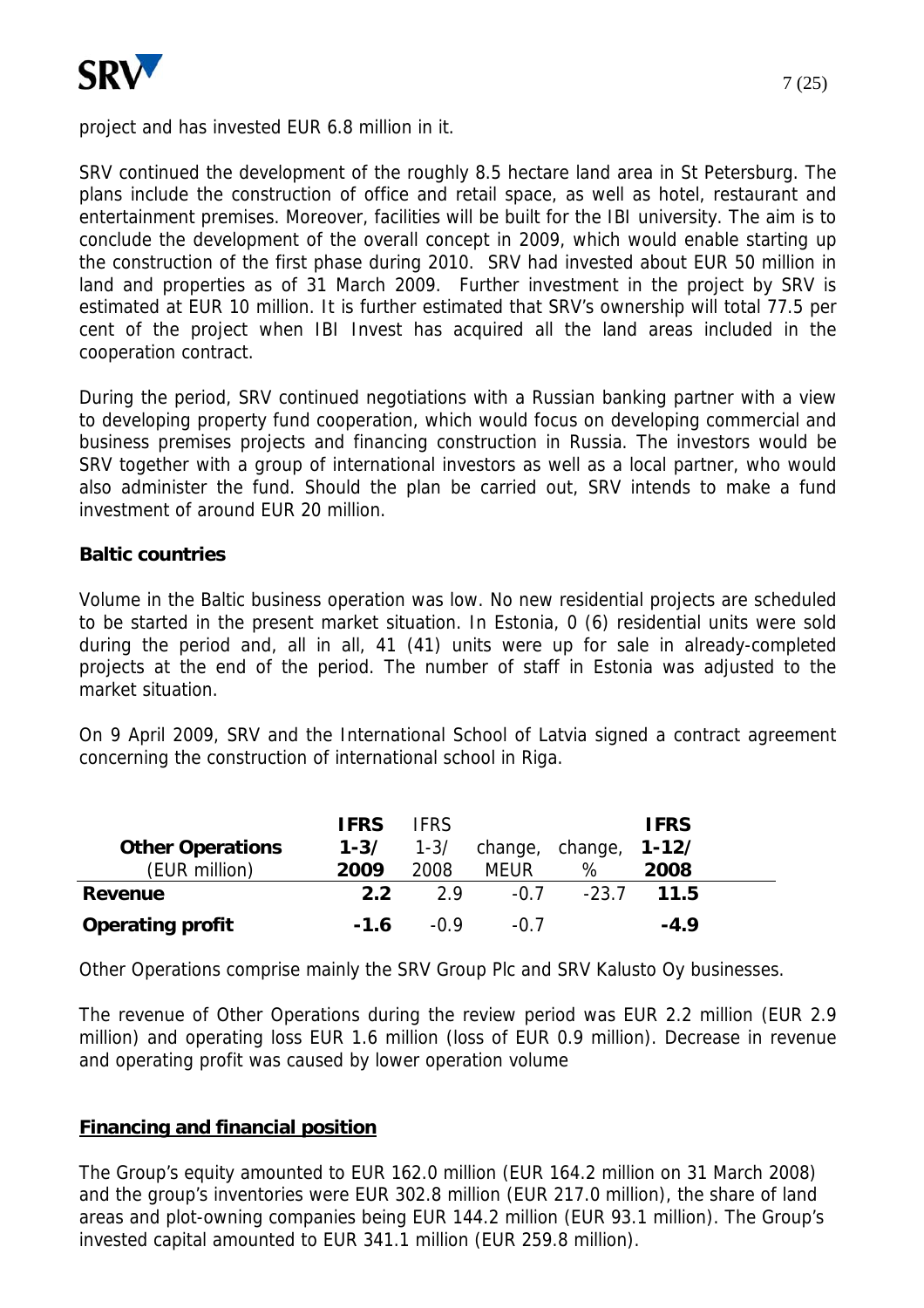project and has invested EUR 6.8 million in it.

SRV continued the development of the roughly 8.5 hectare land area in St Petersburg. The plans include the construction of office and retail space, as well as hotel, restaurant and entertainment premises. Moreover, facilities will be built for the IBI university. The aim is to conclude the development of the overall concept in 2009, which would enable starting up the construction of the first phase during 2010. SRV had invested about EUR 50 million in land and properties as of 31 March 2009. Further investment in the project by SRV is estimated at EUR 10 million. It is further estimated that SRV's ownership will total 77.5 per cent of the project when IBI Invest has acquired all the land areas included in the cooperation contract.

During the period, SRV continued negotiations with a Russian banking partner with a view to developing property fund cooperation, which would focus on developing commercial and business premises projects and financing construction in Russia. The investors would be SRV together with a group of international investors as well as a local partner, who would also administer the fund. Should the plan be carried out, SRV intends to make a fund investment of around EUR 20 million.

**Baltic countries**

Volume in the Baltic business operation was low. No new residential projects are scheduled to be started in the present market situation. In Estonia, 0 (6) residential units were sold during the period and, all in all, 41 (41) units were up for sale in already-completed projects at the end of the period. The number of staff in Estonia was adjusted to the market situation.

On 9 April 2009, SRV and the International School of Latvia signed a contract agreement concerning the construction of international school in Riga.

| **Other Operations** (EUR million) | **IFRS 1-3/ 2009** | IFRS 1-3/ 2008 | change, MEUR | change, % | **IFRS 1-12/ 2008** |
|---|---|---|---|---|---|
| **Revenue** | **2.2** | 2.9 | -0.7 | -23.7 | **11.5** |
| **Operating profit** | **-1.6** | -0.9 | -0.7 | | **-4.9** |

Other Operations comprise mainly the SRV Group Plc and SRV Kalusto Oy businesses.

The revenue of Other Operations during the review period was EUR 2.2 million (EUR 2.9 million) and operating loss EUR 1.6 million (loss of EUR 0.9 million). Decrease in revenue and operating profit was caused by lower operation volume

## Financing and financial position

The Group's equity amounted to EUR 162.0 million (EUR 164.2 million on 31 March 2008) and the group's inventories were EUR 302.8 million (EUR 217.0 million), the share of land areas and plot-owning companies being EUR 144.2 million (EUR 93.1 million). The Group's invested capital amounted to EUR 341.1 million (EUR 259.8 million).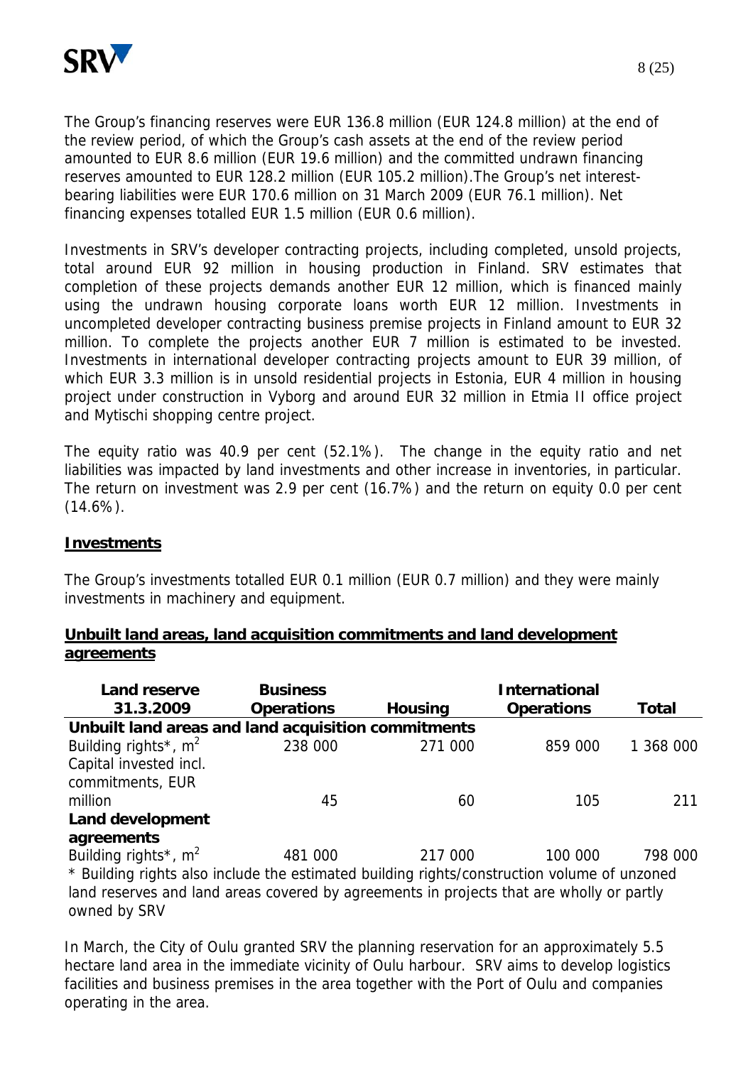The Group's financing reserves were EUR 136.8 million (EUR 124.8 million) at the end of the review period, of which the Group's cash assets at the end of the review period amounted to EUR 8.6 million (EUR 19.6 million) and the committed undrawn financing reserves amounted to EUR 128.2 million (EUR 105.2 million).The Group's net interest-bearing liabilities were EUR 170.6 million on 31 March 2009 (EUR 76.1 million). Net financing expenses totalled EUR 1.5 million (EUR 0.6 million).

Investments in SRV's developer contracting projects, including completed, unsold projects, total around EUR 92 million in housing production in Finland. SRV estimates that completion of these projects demands another EUR 12 million, which is financed mainly using the undrawn housing corporate loans worth EUR 12 million. Investments in uncompleted developer contracting business premise projects in Finland amount to EUR 32 million. To complete the projects another EUR 7 million is estimated to be invested. Investments in international developer contracting projects amount to EUR 39 million, of which EUR 3.3 million is in unsold residential projects in Estonia, EUR 4 million in housing project under construction in Vyborg and around EUR 32 million in Etmia II office project and Mytischi shopping centre project.

The equity ratio was 40.9 per cent (52.1%). The change in the equity ratio and net liabilities was impacted by land investments and other increase in inventories, in particular. The return on investment was 2.9 per cent (16.7%) and the return on equity 0.0 per cent (14.6%).

## Investments

The Group's investments totalled EUR 0.1 million (EUR 0.7 million) and they were mainly investments in machinery and equipment.

## Unbuilt land areas, land acquisition commitments and land development agreements

| Land reserve 31.3.2009 | Business Operations | Housing | International Operations | Total |
|---|---|---|---|---|
| **Unbuilt land areas and land acquisition commitments** | | | | |
| Building rights*, $m^2$ | 238 000 | 271 000 | 859 000 | 1 368 000 |
| Capital invested incl. commitments, EUR million | 45 | 60 | 105 | 211 |
| **Land development agreements** | | | | |
| Building rights*, $m^2$ | 481 000 | 217 000 | 100 000 | 798 000 |

* Building rights also include the estimated building rights/construction volume of unzoned land reserves and land areas covered by agreements in projects that are wholly or partly owned by SRV

In March, the City of Oulu granted SRV the planning reservation for an approximately 5.5 hectare land area in the immediate vicinity of Oulu harbour. SRV aims to develop logistics facilities and business premises in the area together with the Port of Oulu and companies operating in the area.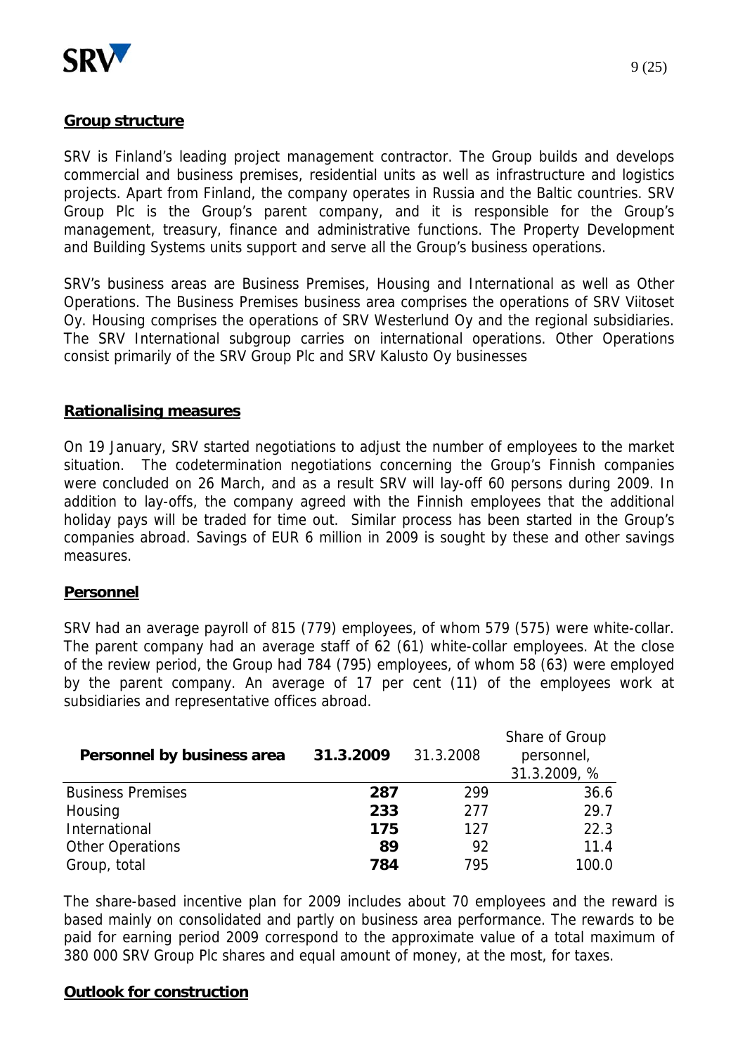## Group structure

SRV is Finland's leading project management contractor. The Group builds and develops commercial and business premises, residential units as well as infrastructure and logistics projects. Apart from Finland, the company operates in Russia and the Baltic countries. SRV Group Plc is the Group's parent company, and it is responsible for the Group's management, treasury, finance and administrative functions. The Property Development and Building Systems units support and serve all the Group's business operations.

SRV's business areas are Business Premises, Housing and International as well as Other Operations. The Business Premises business area comprises the operations of SRV Viitoset Oy. Housing comprises the operations of SRV Westerlund Oy and the regional subsidiaries. The SRV International subgroup carries on international operations. Other Operations consist primarily of the SRV Group Plc and SRV Kalusto Oy businesses

## Rationalising measures

On 19 January, SRV started negotiations to adjust the number of employees to the market situation. The codetermination negotiations concerning the Group's Finnish companies were concluded on 26 March, and as a result SRV will lay-off 60 persons during 2009. In addition to lay-offs, the company agreed with the Finnish employees that the additional holiday pays will be traded for time out. Similar process has been started in the Group's companies abroad. Savings of EUR 6 million in 2009 is sought by these and other savings measures.

## Personnel

SRV had an average payroll of 815 (779) employees, of whom 579 (575) were white-collar. The parent company had an average staff of 62 (61) white-collar employees. At the close of the review period, the Group had 784 (795) employees, of whom 58 (63) were employed by the parent company. An average of 17 per cent (11) of the employees work at subsidiaries and representative offices abroad.

| Personnel by business area | 31.3.2009 | 31.3.2008 | Share of Group personnel, 31.3.2009, % |
|---|---|---|---|
| Business Premises | **287** | 299 | 36.6 |
| Housing | **233** | 277 | 29.7 |
| International | **175** | 127 | 22.3 |
| Other Operations | **89** | 92 | 11.4 |
| Group, total | **784** | 795 | 100.0 |

The share-based incentive plan for 2009 includes about 70 employees and the reward is based mainly on consolidated and partly on business area performance. The rewards to be paid for earning period 2009 correspond to the approximate value of a total maximum of 380 000 SRV Group Plc shares and equal amount of money, at the most, for taxes.

## Outlook for construction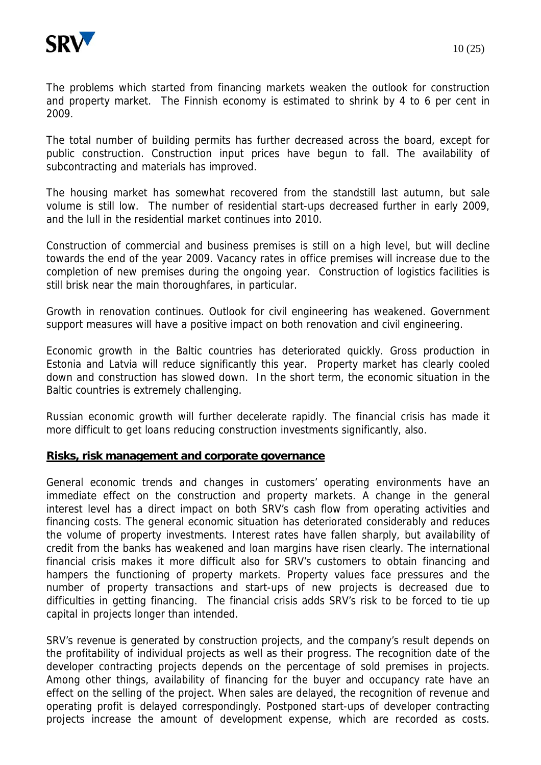The problems which started from financing markets weaken the outlook for construction and property market. The Finnish economy is estimated to shrink by 4 to 6 per cent in 2009.

The total number of building permits has further decreased across the board, except for public construction. Construction input prices have begun to fall. The availability of subcontracting and materials has improved.

The housing market has somewhat recovered from the standstill last autumn, but sale volume is still low. The number of residential start-ups decreased further in early 2009, and the lull in the residential market continues into 2010.

Construction of commercial and business premises is still on a high level, but will decline towards the end of the year 2009. Vacancy rates in office premises will increase due to the completion of new premises during the ongoing year. Construction of logistics facilities is still brisk near the main thoroughfares, in particular.

Growth in renovation continues. Outlook for civil engineering has weakened. Government support measures will have a positive impact on both renovation and civil engineering.

Economic growth in the Baltic countries has deteriorated quickly. Gross production in Estonia and Latvia will reduce significantly this year. Property market has clearly cooled down and construction has slowed down. In the short term, the economic situation in the Baltic countries is extremely challenging.

Russian economic growth will further decelerate rapidly. The financial crisis has made it more difficult to get loans reducing construction investments significantly, also.

## Risks, risk management and corporate governance

General economic trends and changes in customers' operating environments have an immediate effect on the construction and property markets. A change in the general interest level has a direct impact on both SRV's cash flow from operating activities and financing costs. The general economic situation has deteriorated considerably and reduces the volume of property investments. Interest rates have fallen sharply, but availability of credit from the banks has weakened and loan margins have risen clearly. The international financial crisis makes it more difficult also for SRV's customers to obtain financing and hampers the functioning of property markets. Property values face pressures and the number of property transactions and start-ups of new projects is decreased due to difficulties in getting financing. The financial crisis adds SRV's risk to be forced to tie up capital in projects longer than intended.

SRV's revenue is generated by construction projects, and the company's result depends on the profitability of individual projects as well as their progress. The recognition date of the developer contracting projects depends on the percentage of sold premises in projects. Among other things, availability of financing for the buyer and occupancy rate have an effect on the selling of the project. When sales are delayed, the recognition of revenue and operating profit is delayed correspondingly. Postponed start-ups of developer contracting projects increase the amount of development expense, which are recorded as costs.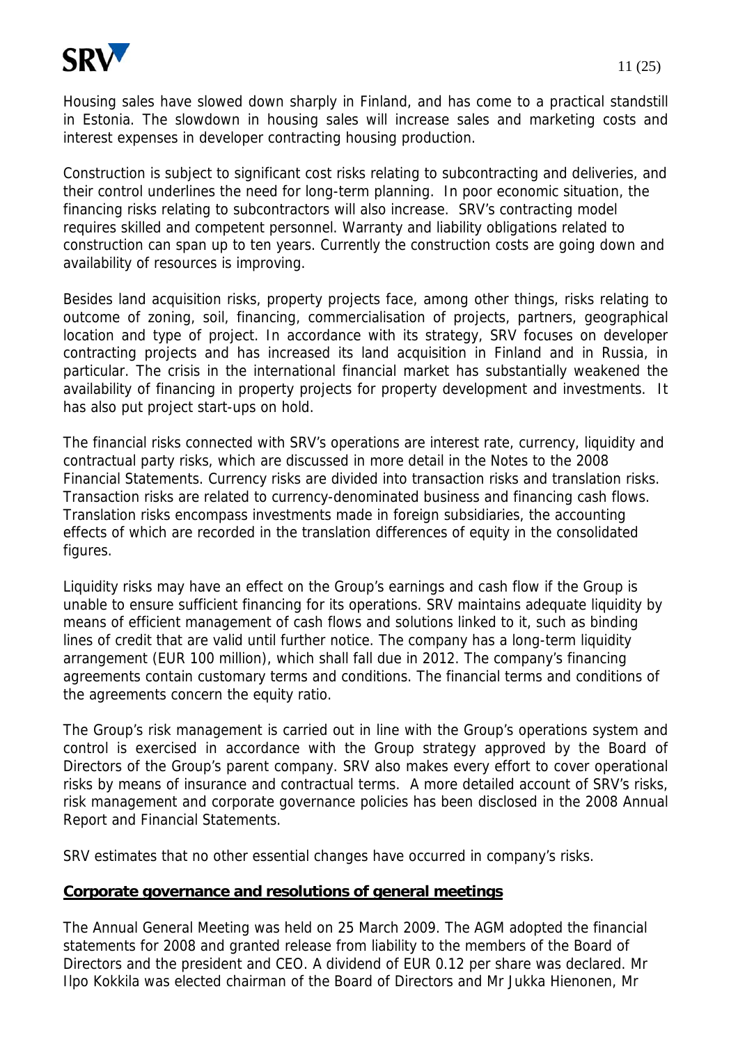Housing sales have slowed down sharply in Finland, and has come to a practical standstill in Estonia. The slowdown in housing sales will increase sales and marketing costs and interest expenses in developer contracting housing production.

Construction is subject to significant cost risks relating to subcontracting and deliveries, and their control underlines the need for long-term planning. In poor economic situation, the financing risks relating to subcontractors will also increase. SRV's contracting model requires skilled and competent personnel. Warranty and liability obligations related to construction can span up to ten years. Currently the construction costs are going down and availability of resources is improving.

Besides land acquisition risks, property projects face, among other things, risks relating to outcome of zoning, soil, financing, commercialisation of projects, partners, geographical location and type of project. In accordance with its strategy, SRV focuses on developer contracting projects and has increased its land acquisition in Finland and in Russia, in particular. The crisis in the international financial market has substantially weakened the availability of financing in property projects for property development and investments. It has also put project start-ups on hold.

The financial risks connected with SRV's operations are interest rate, currency, liquidity and contractual party risks, which are discussed in more detail in the Notes to the 2008 Financial Statements. Currency risks are divided into transaction risks and translation risks. Transaction risks are related to currency-denominated business and financing cash flows. Translation risks encompass investments made in foreign subsidiaries, the accounting effects of which are recorded in the translation differences of equity in the consolidated figures.

Liquidity risks may have an effect on the Group's earnings and cash flow if the Group is unable to ensure sufficient financing for its operations. SRV maintains adequate liquidity by means of efficient management of cash flows and solutions linked to it, such as binding lines of credit that are valid until further notice. The company has a long-term liquidity arrangement (EUR 100 million), which shall fall due in 2012. The company's financing agreements contain customary terms and conditions. The financial terms and conditions of the agreements concern the equity ratio.

The Group's risk management is carried out in line with the Group's operations system and control is exercised in accordance with the Group strategy approved by the Board of Directors of the Group's parent company. SRV also makes every effort to cover operational risks by means of insurance and contractual terms. A more detailed account of SRV's risks, risk management and corporate governance policies has been disclosed in the 2008 Annual Report and Financial Statements.

SRV estimates that no other essential changes have occurred in company's risks.

**Corporate governance and resolutions of general meetings**

The Annual General Meeting was held on 25 March 2009. The AGM adopted the financial statements for 2008 and granted release from liability to the members of the Board of Directors and the president and CEO. A dividend of EUR 0.12 per share was declared. Mr Ilpo Kokkila was elected chairman of the Board of Directors and Mr Jukka Hienonen, Mr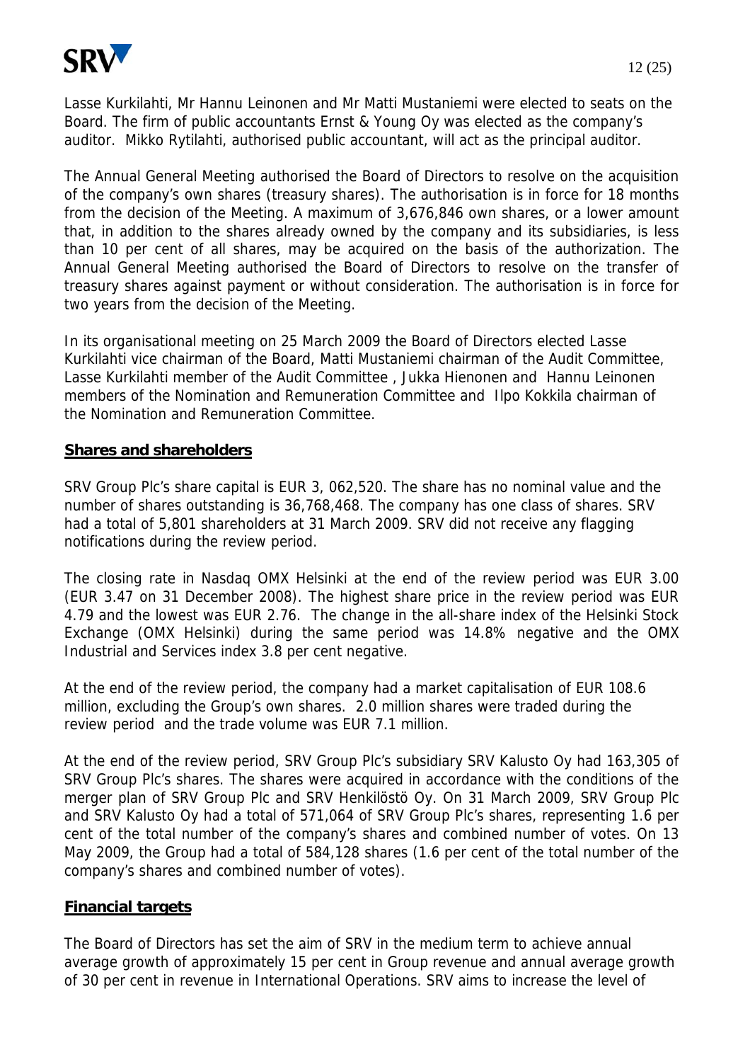Lasse Kurkilahti, Mr Hannu Leinonen and Mr Matti Mustaniemi were elected to seats on the Board. The firm of public accountants Ernst & Young Oy was elected as the company's auditor. Mikko Rytilahti, authorised public accountant, will act as the principal auditor.

The Annual General Meeting authorised the Board of Directors to resolve on the acquisition of the company's own shares (treasury shares). The authorisation is in force for 18 months from the decision of the Meeting. A maximum of 3,676,846 own shares, or a lower amount that, in addition to the shares already owned by the company and its subsidiaries, is less than 10 per cent of all shares, may be acquired on the basis of the authorization. The Annual General Meeting authorised the Board of Directors to resolve on the transfer of treasury shares against payment or without consideration. The authorisation is in force for two years from the decision of the Meeting.

In its organisational meeting on 25 March 2009 the Board of Directors elected Lasse Kurkilahti vice chairman of the Board, Matti Mustaniemi chairman of the Audit Committee, Lasse Kurkilahti member of the Audit Committee , Jukka Hienonen and Hannu Leinonen members of the Nomination and Remuneration Committee and Ilpo Kokkila chairman of the Nomination and Remuneration Committee.

## Shares and shareholders

SRV Group Plc's share capital is EUR 3, 062,520. The share has no nominal value and the number of shares outstanding is 36,768,468. The company has one class of shares. SRV had a total of 5,801 shareholders at 31 March 2009. SRV did not receive any flagging notifications during the review period.

The closing rate in Nasdaq OMX Helsinki at the end of the review period was EUR 3.00 (EUR 3.47 on 31 December 2008). The highest share price in the review period was EUR 4.79 and the lowest was EUR 2.76. The change in the all-share index of the Helsinki Stock Exchange (OMX Helsinki) during the same period was 14.8% negative and the OMX Industrial and Services index 3.8 per cent negative.

At the end of the review period, the company had a market capitalisation of EUR 108.6 million, excluding the Group's own shares. 2.0 million shares were traded during the review period and the trade volume was EUR 7.1 million.

At the end of the review period, SRV Group Plc's subsidiary SRV Kalusto Oy had 163,305 of SRV Group Plc's shares. The shares were acquired in accordance with the conditions of the merger plan of SRV Group Plc and SRV Henkilöstö Oy. On 31 March 2009, SRV Group Plc and SRV Kalusto Oy had a total of 571,064 of SRV Group Plc's shares, representing 1.6 per cent of the total number of the company's shares and combined number of votes. On 13 May 2009, the Group had a total of 584,128 shares (1.6 per cent of the total number of the company's shares and combined number of votes).

## Financial targets

The Board of Directors has set the aim of SRV in the medium term to achieve annual average growth of approximately 15 per cent in Group revenue and annual average growth of 30 per cent in revenue in International Operations. SRV aims to increase the level of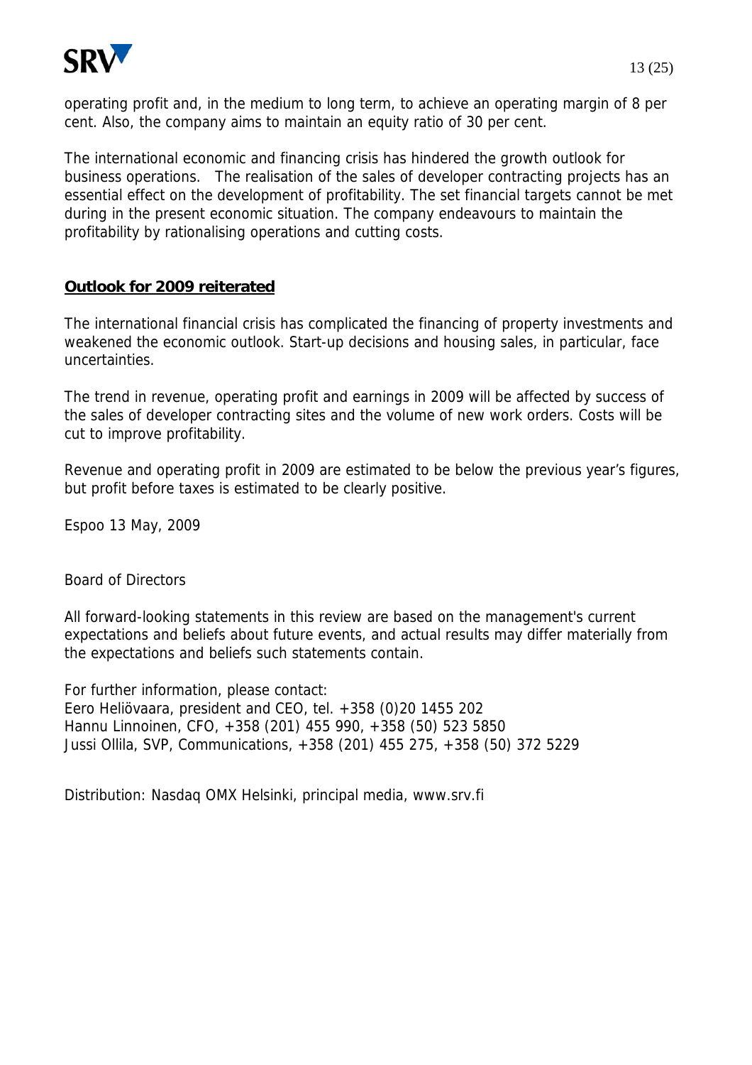operating profit and, in the medium to long term, to achieve an operating margin of 8 per cent. Also, the company aims to maintain an equity ratio of 30 per cent.

The international economic and financing crisis has hindered the growth outlook for business operations. The realisation of the sales of developer contracting projects has an essential effect on the development of profitability. The set financial targets cannot be met during in the present economic situation. The company endeavours to maintain the profitability by rationalising operations and cutting costs.

## Outlook for 2009 reiterated

The international financial crisis has complicated the financing of property investments and weakened the economic outlook. Start-up decisions and housing sales, in particular, face uncertainties.

The trend in revenue, operating profit and earnings in 2009 will be affected by success of the sales of developer contracting sites and the volume of new work orders. Costs will be cut to improve profitability.

Revenue and operating profit in 2009 are estimated to be below the previous year's figures, but profit before taxes is estimated to be clearly positive.

Espoo 13 May, 2009

Board of Directors

All forward-looking statements in this review are based on the management's current expectations and beliefs about future events, and actual results may differ materially from the expectations and beliefs such statements contain.

For further information, please contact:
Eero Heliövaara, president and CEO, tel. +358 (0)20 1455 202
Hannu Linnoinen, CFO, +358 (201) 455 990, +358 (50) 523 5850
Jussi Ollila, SVP, Communications, +358 (201) 455 275, +358 (50) 372 5229

Distribution: Nasdaq OMX Helsinki, principal media, www.srv.fi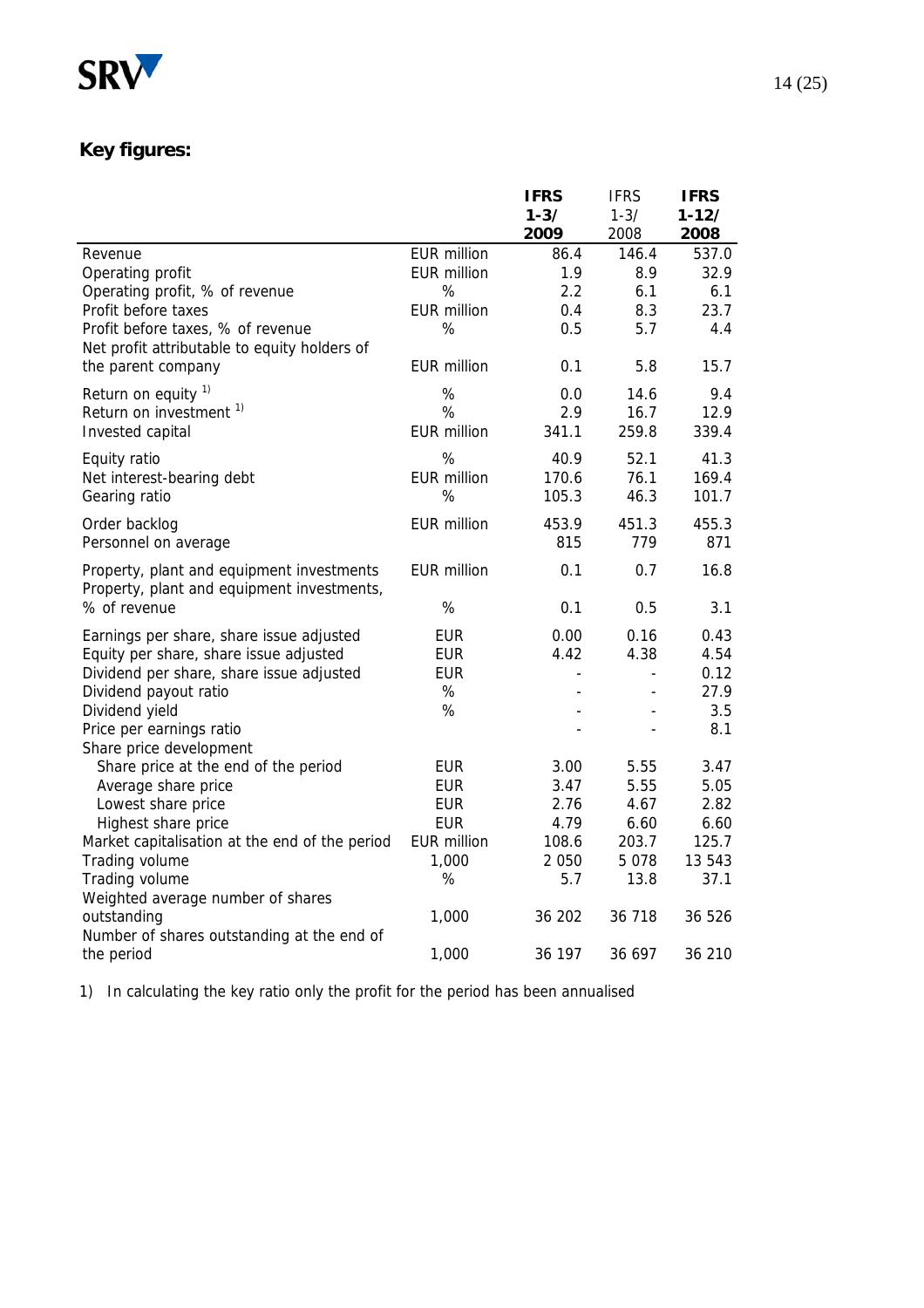## Key figures:

| | | IFRS 1-3/ 2009 | IFRS 1-3/ 2008 | IFRS 1-12/ 2008 |
|---|---|---|---|---|
| Revenue | EUR million | 86.4 | 146.4 | 537.0 |
| Operating profit | EUR million | 1.9 | 8.9 | 32.9 |
| Operating profit, % of revenue | % | 2.2 | 6.1 | 6.1 |
| Profit before taxes | EUR million | 0.4 | 8.3 | 23.7 |
| Profit before taxes, % of revenue | % | 0.5 | 5.7 | 4.4 |
| Net profit attributable to equity holders of the parent company | EUR million | 0.1 | 5.8 | 15.7 |
| Return on equity [1)] | % | 0.0 | 14.6 | 9.4 |
| Return on investment [1)] | % | 2.9 | 16.7 | 12.9 |
| Invested capital | EUR million | 341.1 | 259.8 | 339.4 |
| Equity ratio | % | 40.9 | 52.1 | 41.3 |
| Net interest-bearing debt | EUR million | 170.6 | 76.1 | 169.4 |
| Gearing ratio | % | 105.3 | 46.3 | 101.7 |
| Order backlog | EUR million | 453.9 | 451.3 | 455.3 |
| Personnel on average | | 815 | 779 | 871 |
| Property, plant and equipment investments | EUR million | 0.1 | 0.7 | 16.8 |
| Property, plant and equipment investments, % of revenue | % | 0.1 | 0.5 | 3.1 |
| Earnings per share, share issue adjusted | EUR | 0.00 | 0.16 | 0.43 |
| Equity per share, share issue adjusted | EUR | 4.42 | 4.38 | 4.54 |
| Dividend per share, share issue adjusted | EUR | - | - | 0.12 |
| Dividend payout ratio | % | - | - | 27.9 |
| Dividend yield | % | - | - | 3.5 |
| Price per earnings ratio | | - | - | 8.1 |
| Share price development | | | | |
| Share price at the end of the period | EUR | 3.00 | 5.55 | 3.47 |
| Average share price | EUR | 3.47 | 5.55 | 5.05 |
| Lowest share price | EUR | 2.76 | 4.67 | 2.82 |
| Highest share price | EUR | 4.79 | 6.60 | 6.60 |
| Market capitalisation at the end of the period | EUR million | 108.6 | 203.7 | 125.7 |
| Trading volume | 1,000 | 2 050 | 5 078 | 13 543 |
| Trading volume | % | 5.7 | 13.8 | 37.1 |
| Weighted average number of shares outstanding | 1,000 | 36 202 | 36 718 | 36 526 |
| Number of shares outstanding at the end of the period | 1,000 | 36 197 | 36 697 | 36 210 |

1) In calculating the key ratio only the profit for the period has been annualised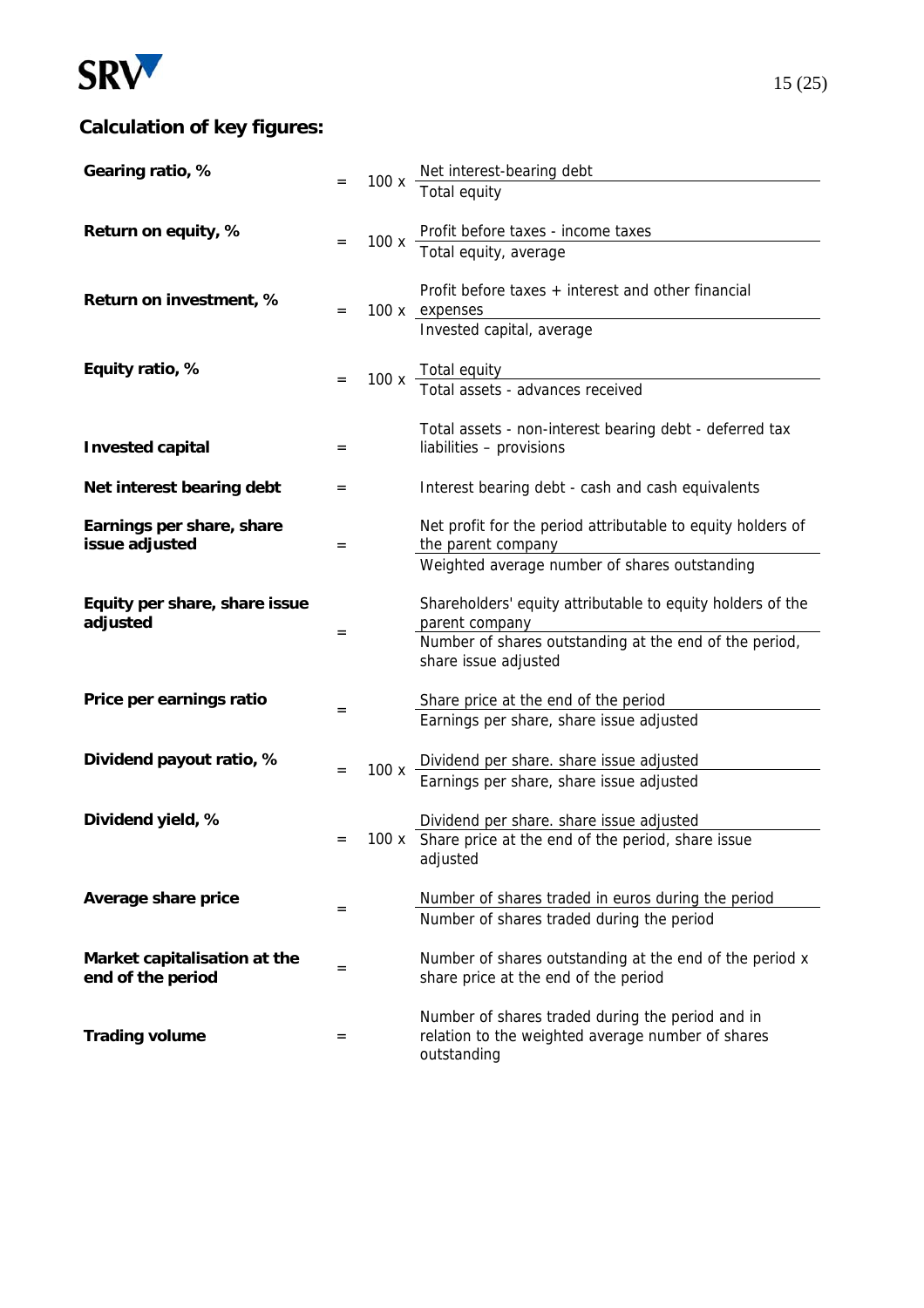## Calculation of key figures:

| Key figure | | | Formula |
|---|---|---|---|
| **Gearing ratio, %** | = | 100 x | Net interest-bearing debt / Total equity |
| **Return on equity, %** | = | 100 x | Profit before taxes - income taxes / Total equity, average |
| **Return on investment, %** | = | 100 x | Profit before taxes + interest and other financial expenses / Invested capital, average |
| **Equity ratio, %** | = | 100 x | Total equity / Total assets - advances received |
| **Invested capital** | = | | Total assets - non-interest bearing debt - deferred tax liabilities – provisions |
| **Net interest bearing debt** | = | | Interest bearing debt - cash and cash equivalents |
| **Earnings per share, share issue adjusted** | = | | Net profit for the period attributable to equity holders of the parent company / Weighted average number of shares outstanding |
| **Equity per share, share issue adjusted** | = | | Shareholders' equity attributable to equity holders of the parent company / Number of shares outstanding at the end of the period, share issue adjusted |
| **Price per earnings ratio** | = | | Share price at the end of the period / Earnings per share, share issue adjusted |
| **Dividend payout ratio, %** | = | 100 x | Dividend per share. share issue adjusted / Earnings per share, share issue adjusted |
| **Dividend yield, %** | = | 100 x | Dividend per share. share issue adjusted / Share price at the end of the period, share issue adjusted |
| **Average share price** | = | | Number of shares traded in euros during the period / Number of shares traded during the period |
| **Market capitalisation at the end of the period** | = | | Number of shares outstanding at the end of the period x share price at the end of the period |
| **Trading volume** | = | | Number of shares traded during the period and in relation to the weighted average number of shares outstanding |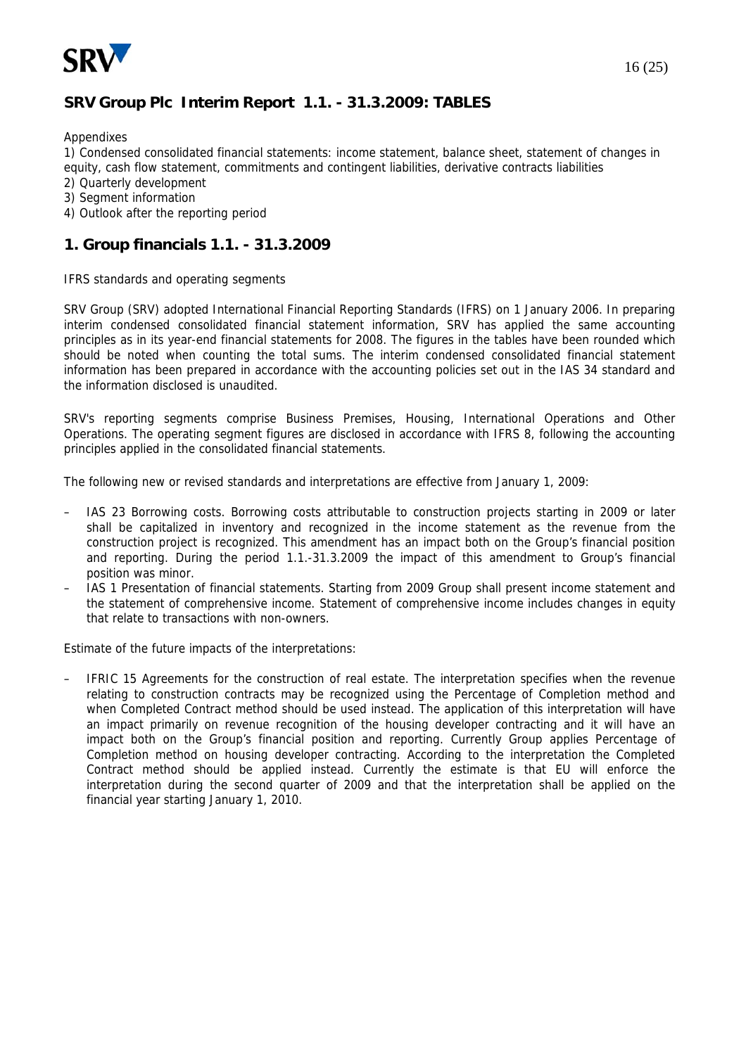## SRV Group Plc Interim Report 1.1. - 31.3.2009: TABLES

Appendixes

1) Condensed consolidated financial statements: income statement, balance sheet, statement of changes in equity, cash flow statement, commitments and contingent liabilities, derivative contracts liabilities
2) Quarterly development
3) Segment information
4) Outlook after the reporting period

## 1. Group financials 1.1. - 31.3.2009

IFRS standards and operating segments

SRV Group (SRV) adopted International Financial Reporting Standards (IFRS) on 1 January 2006. In preparing interim condensed consolidated financial statement information, SRV has applied the same accounting principles as in its year-end financial statements for 2008. The figures in the tables have been rounded which should be noted when counting the total sums. The interim condensed consolidated financial statement information has been prepared in accordance with the accounting policies set out in the IAS 34 standard and the information disclosed is unaudited.

SRV's reporting segments comprise Business Premises, Housing, International Operations and Other Operations. The operating segment figures are disclosed in accordance with IFRS 8, following the accounting principles applied in the consolidated financial statements.

The following new or revised standards and interpretations are effective from January 1, 2009:

- IAS 23 Borrowing costs. Borrowing costs attributable to construction projects starting in 2009 or later shall be capitalized in inventory and recognized in the income statement as the revenue from the construction project is recognized. This amendment has an impact both on the Group's financial position and reporting. During the period 1.1.-31.3.2009 the impact of this amendment to Group's financial position was minor.
- IAS 1 Presentation of financial statements. Starting from 2009 Group shall present income statement and the statement of comprehensive income. Statement of comprehensive income includes changes in equity that relate to transactions with non-owners.

Estimate of the future impacts of the interpretations:

- IFRIC 15 Agreements for the construction of real estate. The interpretation specifies when the revenue relating to construction contracts may be recognized using the Percentage of Completion method and when Completed Contract method should be used instead. The application of this interpretation will have an impact primarily on revenue recognition of the housing developer contracting and it will have an impact both on the Group's financial position and reporting. Currently Group applies Percentage of Completion method on housing developer contracting. According to the interpretation the Completed Contract method should be applied instead. Currently the estimate is that EU will enforce the interpretation during the second quarter of 2009 and that the interpretation shall be applied on the financial year starting January 1, 2010.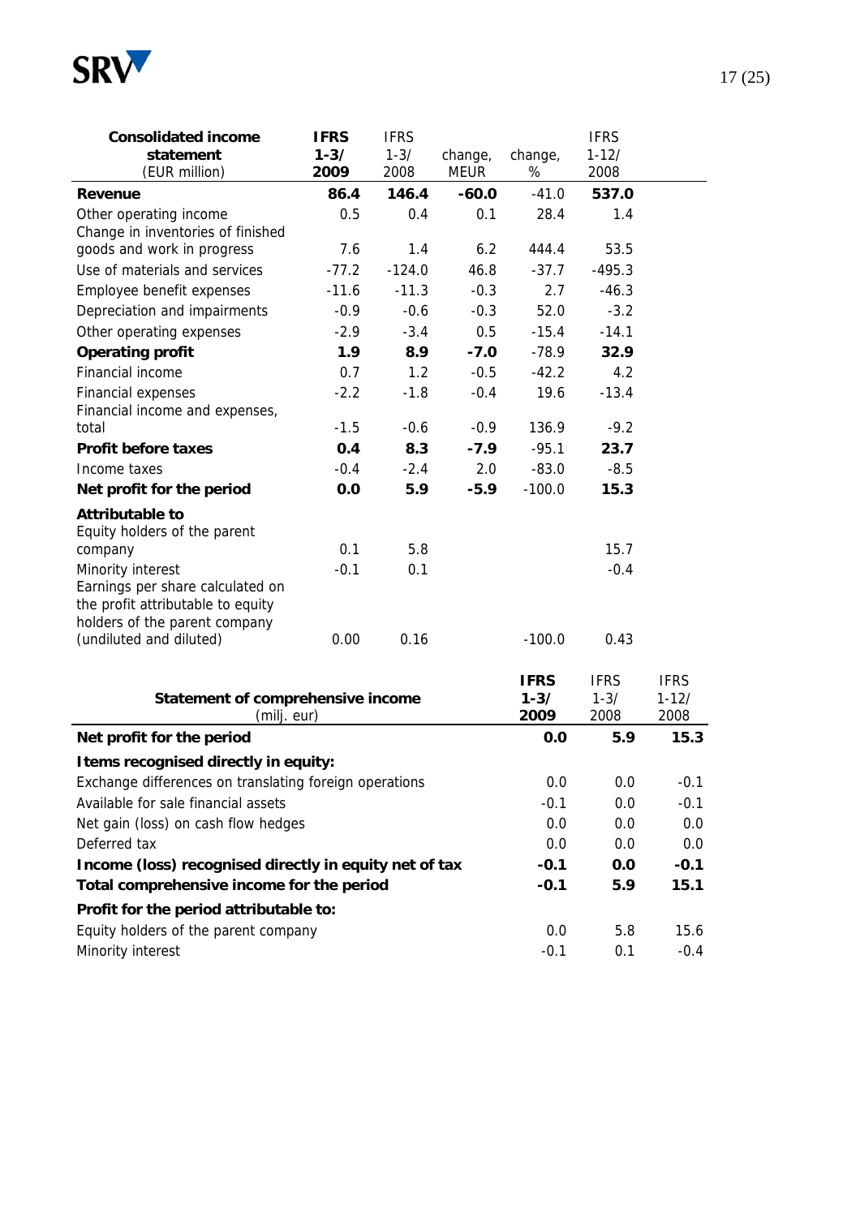| **Consolidated income statement** (EUR million) | **IFRS 1-3/ 2009** | IFRS 1-3/ 2008 | change, MEUR | change, % | IFRS 1-12/ 2008 |
|---|---|---|---|---|---|
| **Revenue** | **86.4** | **146.4** | **-60.0** | -41.0 | **537.0** |
| Other operating income | 0.5 | 0.4 | 0.1 | 28.4 | 1.4 |
| Change in inventories of finished goods and work in progress | 7.6 | 1.4 | 6.2 | 444.4 | 53.5 |
| Use of materials and services | -77.2 | -124.0 | 46.8 | -37.7 | -495.3 |
| Employee benefit expenses | -11.6 | -11.3 | -0.3 | 2.7 | -46.3 |
| Depreciation and impairments | -0.9 | -0.6 | -0.3 | 52.0 | -3.2 |
| Other operating expenses | -2.9 | -3.4 | 0.5 | -15.4 | -14.1 |
| **Operating profit** | **1.9** | **8.9** | **-7.0** | -78.9 | **32.9** |
| Financial income | 0.7 | 1.2 | -0.5 | -42.2 | 4.2 |
| Financial expenses | -2.2 | -1.8 | -0.4 | 19.6 | -13.4 |
| Financial income and expenses, total | -1.5 | -0.6 | -0.9 | 136.9 | -9.2 |
| **Profit before taxes** | **0.4** | **8.3** | **-7.9** | -95.1 | **23.7** |
| Income taxes | -0.4 | -2.4 | 2.0 | -83.0 | -8.5 |
| **Net profit for the period** | **0.0** | **5.9** | **-5.9** | -100.0 | **15.3** |
| **Attributable to** | | | | | |
| Equity holders of the parent company | 0.1 | 5.8 | | | 15.7 |
| Minority interest | -0.1 | 0.1 | | | -0.4 |
| Earnings per share calculated on the profit attributable to equity holders of the parent company (undiluted and diluted) | 0.00 | 0.16 | | -100.0 | 0.43 |

| **Statement of comprehensive income** (milj. eur) | **IFRS 1-3/ 2009** | IFRS 1-3/ 2008 | IFRS 1-12/ 2008 |
|---|---|---|---|
| **Net profit for the period** | **0.0** | **5.9** | **15.3** |
| **Items recognised directly in equity:** | | | |
| Exchange differences on translating foreign operations | 0.0 | 0.0 | -0.1 |
| Available for sale financial assets | -0.1 | 0.0 | -0.1 |
| Net gain (loss) on cash flow hedges | 0.0 | 0.0 | 0.0 |
| Deferred tax | 0.0 | 0.0 | 0.0 |
| **Income (loss) recognised directly in equity net of tax** | **-0.1** | **0.0** | **-0.1** |
| **Total comprehensive income for the period** | **-0.1** | **5.9** | **15.1** |
| **Profit for the period attributable to:** | | | |
| Equity holders of the parent company | 0.0 | 5.8 | 15.6 |
| Minority interest | -0.1 | 0.1 | -0.4 |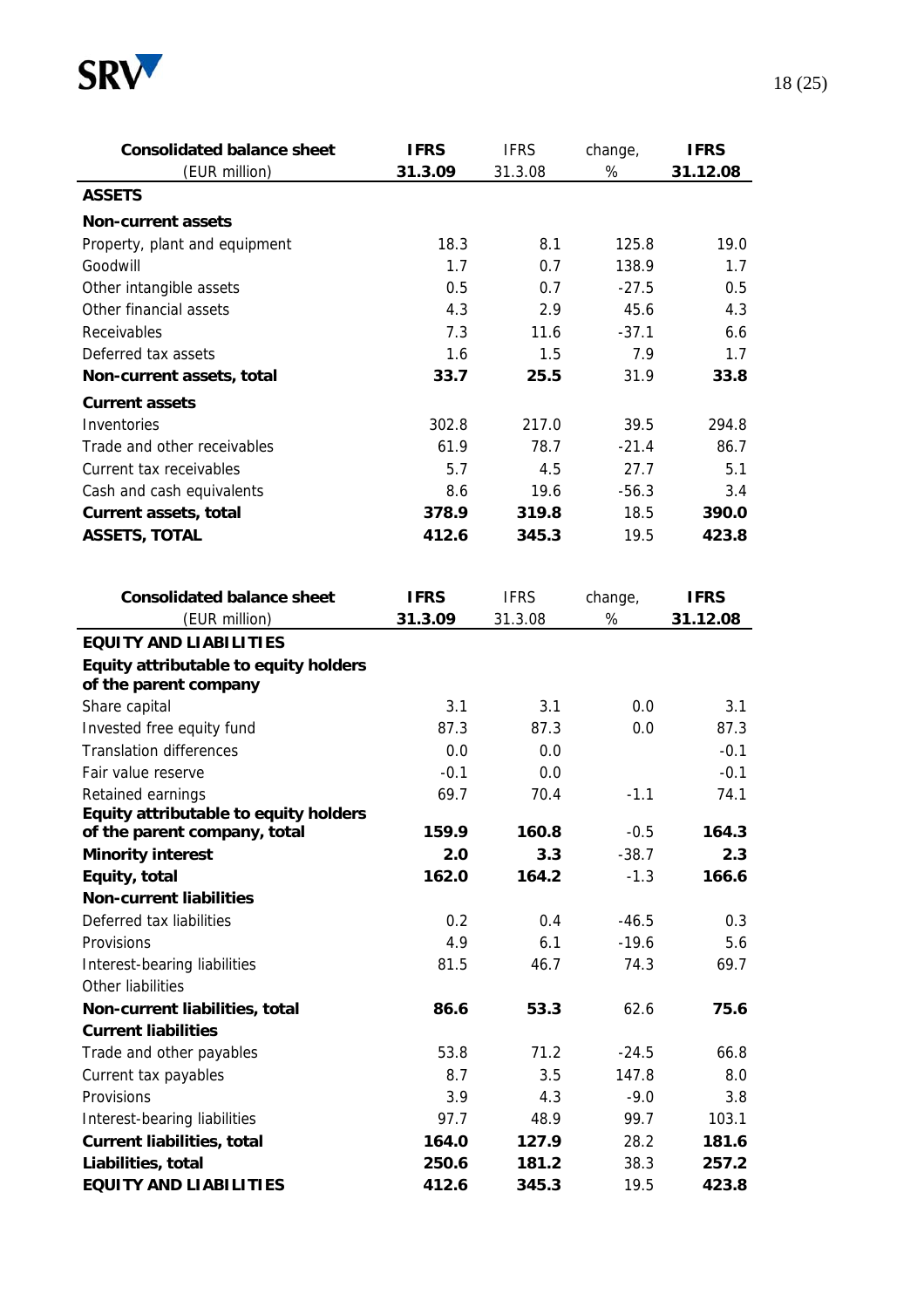| Consolidated balance sheet (EUR million) | IFRS 31.3.09 | IFRS 31.3.08 | change, % | IFRS 31.12.08 |
|---|---|---|---|---|
| **ASSETS** | | | | |
| **Non-current assets** | | | | |
| Property, plant and equipment | 18.3 | 8.1 | 125.8 | 19.0 |
| Goodwill | 1.7 | 0.7 | 138.9 | 1.7 |
| Other intangible assets | 0.5 | 0.7 | -27.5 | 0.5 |
| Other financial assets | 4.3 | 2.9 | 45.6 | 4.3 |
| Receivables | 7.3 | 11.6 | -37.1 | 6.6 |
| Deferred tax assets | 1.6 | 1.5 | 7.9 | 1.7 |
| **Non-current assets, total** | **33.7** | **25.5** | 31.9 | **33.8** |
| **Current assets** | | | | |
| Inventories | 302.8 | 217.0 | 39.5 | 294.8 |
| Trade and other receivables | 61.9 | 78.7 | -21.4 | 86.7 |
| Current tax receivables | 5.7 | 4.5 | 27.7 | 5.1 |
| Cash and cash equivalents | 8.6 | 19.6 | -56.3 | 3.4 |
| **Current assets, total** | **378.9** | **319.8** | 18.5 | **390.0** |
| **ASSETS, TOTAL** | **412.6** | **345.3** | 19.5 | **423.8** |

| Consolidated balance sheet (EUR million) | IFRS 31.3.09 | IFRS 31.3.08 | change, % | IFRS 31.12.08 |
|---|---|---|---|---|
| **EQUITY AND LIABILITIES** | | | | |
| **Equity attributable to equity holders of the parent company** | | | | |
| Share capital | 3.1 | 3.1 | 0.0 | 3.1 |
| Invested free equity fund | 87.3 | 87.3 | 0.0 | 87.3 |
| Translation differences | 0.0 | 0.0 | | -0.1 |
| Fair value reserve | -0.1 | 0.0 | | -0.1 |
| Retained earnings | 69.7 | 70.4 | -1.1 | 74.1 |
| **Equity attributable to equity holders of the parent company, total** | **159.9** | **160.8** | -0.5 | **164.3** |
| **Minority interest** | **2.0** | **3.3** | -38.7 | **2.3** |
| **Equity, total** | **162.0** | **164.2** | -1.3 | **166.6** |
| **Non-current liabilities** | | | | |
| Deferred tax liabilities | 0.2 | 0.4 | -46.5 | 0.3 |
| Provisions | 4.9 | 6.1 | -19.6 | 5.6 |
| Interest-bearing liabilities | 81.5 | 46.7 | 74.3 | 69.7 |
| Other liabilities | | | | |
| **Non-current liabilities, total** | **86.6** | **53.3** | 62.6 | **75.6** |
| **Current liabilities** | | | | |
| Trade and other payables | 53.8 | 71.2 | -24.5 | 66.8 |
| Current tax payables | 8.7 | 3.5 | 147.8 | 8.0 |
| Provisions | 3.9 | 4.3 | -9.0 | 3.8 |
| Interest-bearing liabilities | 97.7 | 48.9 | 99.7 | 103.1 |
| **Current liabilities, total** | **164.0** | **127.9** | 28.2 | **181.6** |
| **Liabilities, total** | **250.6** | **181.2** | 38.3 | **257.2** |
| **EQUITY AND LIABILITIES** | **412.6** | **345.3** | 19.5 | **423.8** |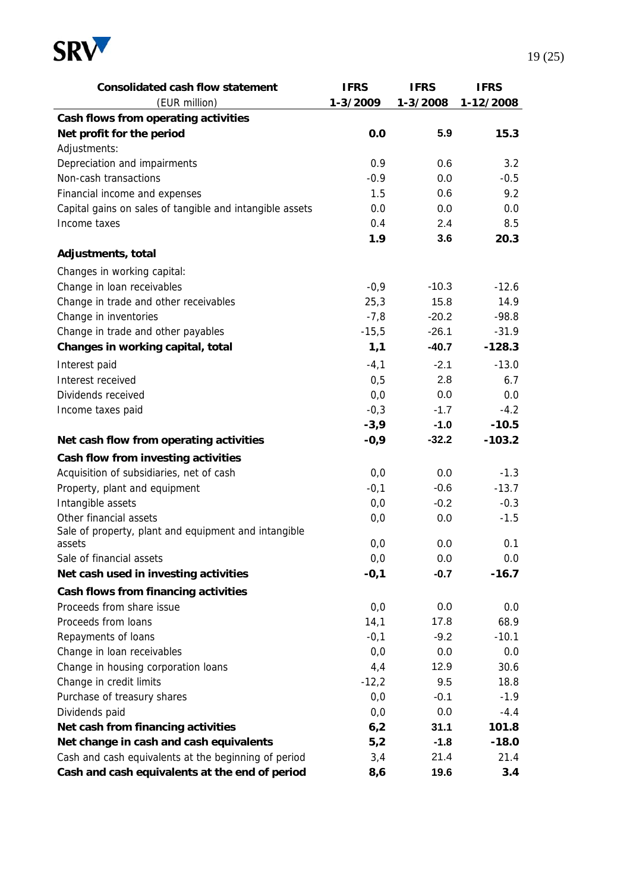| Consolidated cash flow statement | IFRS | IFRS | IFRS |
|---|---|---|---|
| (EUR million) | 1-3/2009 | 1-3/2008 | 1-12/2008 |
| **Cash flows from operating activities** | | | |
| **Net profit for the period** | **0.0** | **5.9** | **15.3** |
| Adjustments: | | | |
| Depreciation and impairments | 0.9 | 0.6 | 3.2 |
| Non-cash transactions | -0.9 | 0.0 | -0.5 |
| Financial income and expenses | 1.5 | 0.6 | 9.2 |
| Capital gains on sales of tangible and intangible assets | 0.0 | 0.0 | 0.0 |
| Income taxes | 0.4 | 2.4 | 8.5 |
| | **1.9** | **3.6** | **20.3** |
| **Adjustments, total** | | | |
| Changes in working capital: | | | |
| Change in loan receivables | -0,9 | -10.3 | -12.6 |
| Change in trade and other receivables | 25,3 | 15.8 | 14.9 |
| Change in inventories | -7,8 | -20.2 | -98.8 |
| Change in trade and other payables | -15,5 | -26.1 | -31.9 |
| **Changes in working capital, total** | **1,1** | **-40.7** | **-128.3** |
| Interest paid | -4,1 | -2.1 | -13.0 |
| Interest received | 0,5 | 2.8 | 6.7 |
| Dividends received | 0,0 | 0.0 | 0.0 |
| Income taxes paid | -0,3 | -1.7 | -4.2 |
| | **-3,9** | **-1.0** | **-10.5** |
| **Net cash flow from operating activities** | **-0,9** | **-32.2** | **-103.2** |
| **Cash flow from investing activities** | | | |
| Acquisition of subsidiaries, net of cash | 0,0 | 0.0 | -1.3 |
| Property, plant and equipment | -0,1 | -0.6 | -13.7 |
| Intangible assets | 0,0 | -0.2 | -0.3 |
| Other financial assets | 0,0 | 0.0 | -1.5 |
| Sale of property, plant and equipment and intangible assets | 0,0 | 0.0 | 0.1 |
| Sale of financial assets | 0,0 | 0.0 | 0.0 |
| **Net cash used in investing activities** | **-0,1** | **-0.7** | **-16.7** |
| **Cash flows from financing activities** | | | |
| Proceeds from share issue | 0,0 | 0.0 | 0.0 |
| Proceeds from loans | 14,1 | 17.8 | 68.9 |
| Repayments of loans | -0,1 | -9.2 | -10.1 |
| Change in loan receivables | 0,0 | 0.0 | 0.0 |
| Change in housing corporation loans | 4,4 | 12.9 | 30.6 |
| Change in credit limits | -12,2 | 9.5 | 18.8 |
| Purchase of treasury shares | 0,0 | -0.1 | -1.9 |
| Dividends paid | 0,0 | 0.0 | -4.4 |
| **Net cash from financing activities** | **6,2** | **31.1** | **101.8** |
| **Net change in cash and cash equivalents** | **5,2** | **-1.8** | **-18.0** |
| Cash and cash equivalents at the beginning of period | 3,4 | 21.4 | 21.4 |
| **Cash and cash equivalents at the end of period** | **8,6** | **19.6** | **3.4** |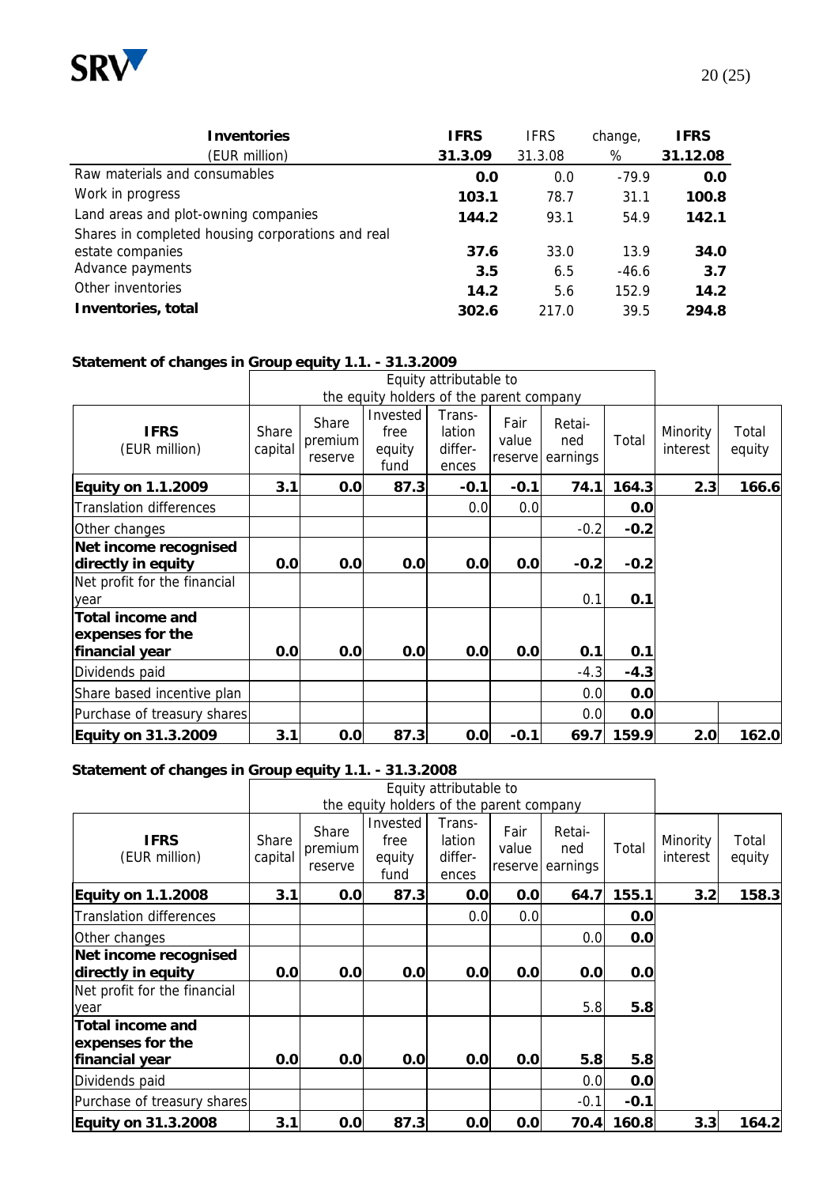| **Inventories** (EUR million) | **IFRS 31.3.09** | IFRS 31.3.08 | change, % | **IFRS 31.12.08** |
|---|---|---|---|---|
| Raw materials and consumables | **0.0** | 0.0 | -79.9 | **0.0** |
| Work in progress | **103.1** | 78.7 | 31.1 | **100.8** |
| Land areas and plot-owning companies | **144.2** | 93.1 | 54.9 | **142.1** |
| Shares in completed housing corporations and real estate companies | **37.6** | 33.0 | 13.9 | **34.0** |
| Advance payments | **3.5** | 6.5 | -46.6 | **3.7** |
| Other inventories | **14.2** | 5.6 | 152.9 | **14.2** |
| **Inventories, total** | **302.6** | 217.0 | 39.5 | **294.8** |

**Statement of changes in Group equity 1.1. - 31.3.2009**

| | Equity attributable to the equity holders of the parent company | | | | | | | | |
|---|---|---|---|---|---|---|---|---|---|
| **IFRS** (EUR million) | Share capital | Share premium reserve | Invested free equity fund | Translation differences | Fair value reserve | Retained earnings | Total | Minority interest | Total equity |
| **Equity on 1.1.2009** | **3.1** | **0.0** | **87.3** | **-0.1** | **-0.1** | **74.1** | **164.3** | **2.3** | **166.6** |
| Translation differences | | | | 0.0 | 0.0 | | **0.0** | | |
| Other changes | | | | | | -0.2 | **-0.2** | | |
| **Net income recognised directly in equity** | **0.0** | **0.0** | **0.0** | **0.0** | **0.0** | **-0.2** | **-0.2** | | |
| Net profit for the financial year | | | | | | 0.1 | **0.1** | | |
| **Total income and expenses for the financial year** | **0.0** | **0.0** | **0.0** | **0.0** | **0.0** | **0.1** | **0.1** | | |
| Dividends paid | | | | | | -4.3 | **-4.3** | | |
| Share based incentive plan | | | | | | 0.0 | **0.0** | | |
| Purchase of treasury shares | | | | | | 0.0 | **0.0** | | |
| **Equity on 31.3.2009** | **3.1** | **0.0** | **87.3** | **0.0** | **-0.1** | **69.7** | **159.9** | **2.0** | **162.0** |

**Statement of changes in Group equity 1.1. - 31.3.2008**

| | Equity attributable to the equity holders of the parent company | | | | | | | | |
|---|---|---|---|---|---|---|---|---|---|
| **IFRS** (EUR million) | Share capital | Share premium reserve | Invested free equity fund | Translation differences | Fair value reserve | Retained earnings | Total | Minority interest | Total equity |
| **Equity on 1.1.2008** | **3.1** | **0.0** | **87.3** | **0.0** | **0.0** | **64.7** | **155.1** | **3.2** | **158.3** |
| Translation differences | | | | 0.0 | 0.0 | | **0.0** | | |
| Other changes | | | | | | 0.0 | **0.0** | | |
| **Net income recognised directly in equity** | **0.0** | **0.0** | **0.0** | **0.0** | **0.0** | **0.0** | **0.0** | | |
| Net profit for the financial year | | | | | | 5.8 | **5.8** | | |
| **Total income and expenses for the financial year** | **0.0** | **0.0** | **0.0** | **0.0** | **0.0** | **5.8** | **5.8** | | |
| Dividends paid | | | | | | 0.0 | **0.0** | | |
| Purchase of treasury shares | | | | | | -0.1 | **-0.1** | | |
| **Equity on 31.3.2008** | **3.1** | **0.0** | **87.3** | **0.0** | **0.0** | **70.4** | **160.8** | **3.3** | **164.2** |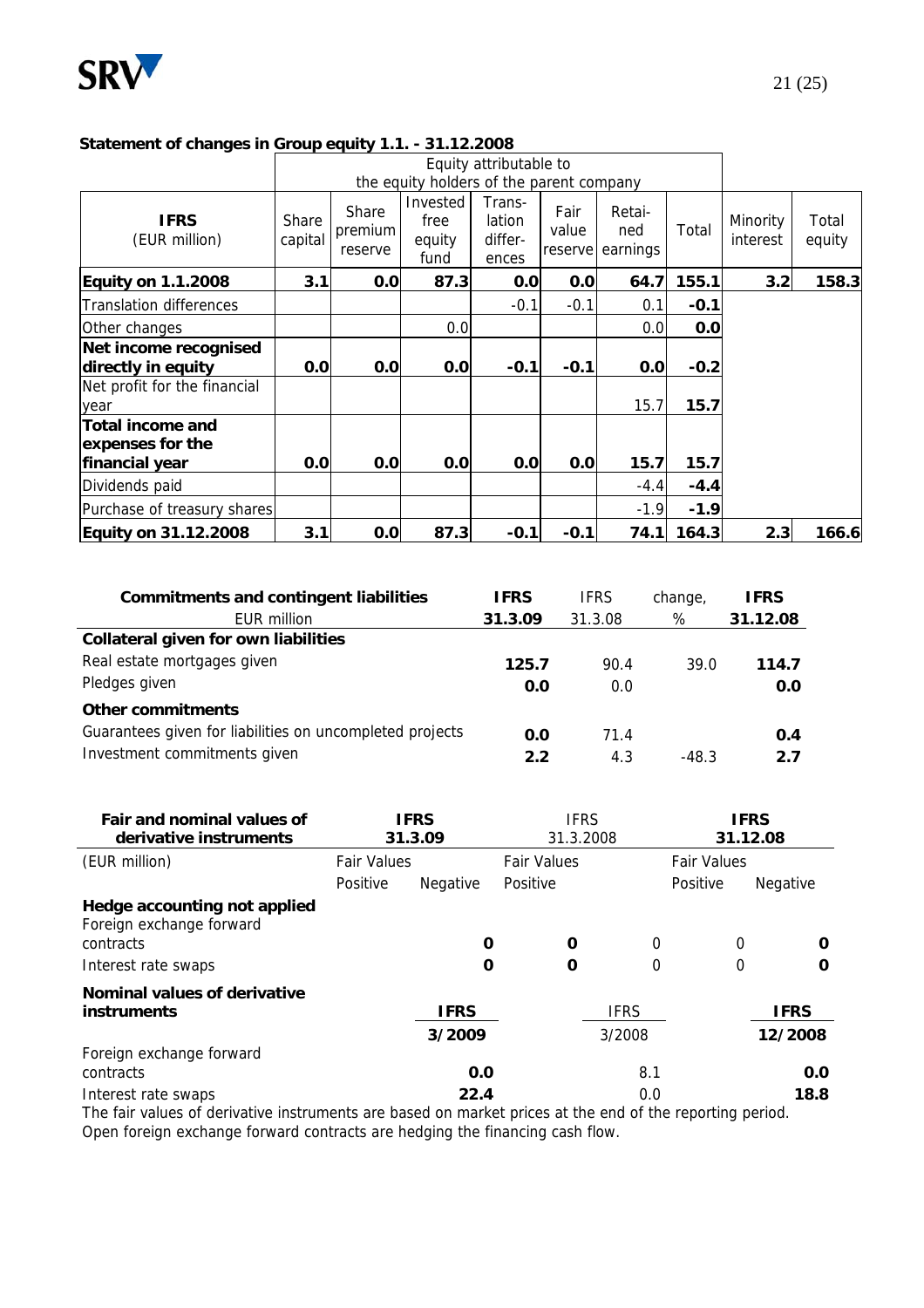**Statement of changes in Group equity 1.1. - 31.12.2008**

| IFRS (EUR million) | Equity attributable to the equity holders of the parent company | | | | | | | Minority interest | Total equity |
|---|---|---|---|---|---|---|---|---|---|
| | Share capital | Share premium reserve | Invested free equity fund | Trans-lation differ-ences | Fair value reserve | Retai-ned earnings | Total | | |
| **Equity on 1.1.2008** | **3.1** | **0.0** | **87.3** | **0.0** | **0.0** | **64.7** | **155.1** | **3.2** | **158.3** |
| Translation differences | | | | -0.1 | -0.1 | 0.1 | **-0.1** | | |
| Other changes | | | 0.0 | | | 0.0 | **0.0** | | |
| **Net income recognised directly in equity** | **0.0** | **0.0** | **0.0** | **-0.1** | **-0.1** | **0.0** | **-0.2** | | |
| Net profit for the financial year | | | | | | 15.7 | **15.7** | | |
| **Total income and expenses for the financial year** | **0.0** | **0.0** | **0.0** | **0.0** | **0.0** | **15.7** | **15.7** | | |
| Dividends paid | | | | | | -4.4 | **-4.4** | | |
| Purchase of treasury shares | | | | | | -1.9 | **-1.9** | | |
| **Equity on 31.12.2008** | **3.1** | **0.0** | **87.3** | **-0.1** | **-0.1** | **74.1** | **164.3** | **2.3** | **166.6** |

| **Commitments and contingent liabilities** EUR million | **IFRS 31.3.09** | IFRS 31.3.08 | change, % | **IFRS 31.12.08** |
|---|---|---|---|---|
| **Collateral given for own liabilities** | | | | |
| Real estate mortgages given | **125.7** | 90.4 | 39.0 | **114.7** |
| Pledges given | **0.0** | 0.0 | | **0.0** |
| **Other commitments** | | | | |
| Guarantees given for liabilities on uncompleted projects | **0.0** | 71.4 | | **0.4** |
| Investment commitments given | **2.2** | 4.3 | -48.3 | **2.7** |

| **Fair and nominal values of derivative instruments** | **IFRS 31.3.09** | | IFRS 31.3.2008 | | **IFRS 31.12.08** | |
|---|---|---|---|---|---|---|
| (EUR million) | Fair Values | | Fair Values | | Fair Values | |
| | Positive | Negative | Positive | | Positive | Negative |
| **Hedge accounting not applied** | | | | | | |
| Foreign exchange forward contracts | **0** | **0** | 0 | 0 | | **0** |
| Interest rate swaps | **0** | **0** | 0 | 0 | | **0** |

| **Nominal values of derivative instruments** | **IFRS 3/2009** | IFRS 3/2008 | **IFRS 12/2008** |
|---|---|---|---|
| Foreign exchange forward contracts | **0.0** | 8.1 | **0.0** |
| Interest rate swaps | **22.4** | 0.0 | **18.8** |

The fair values of derivative instruments are based on market prices at the end of the reporting period.
Open foreign exchange forward contracts are hedging the financing cash flow.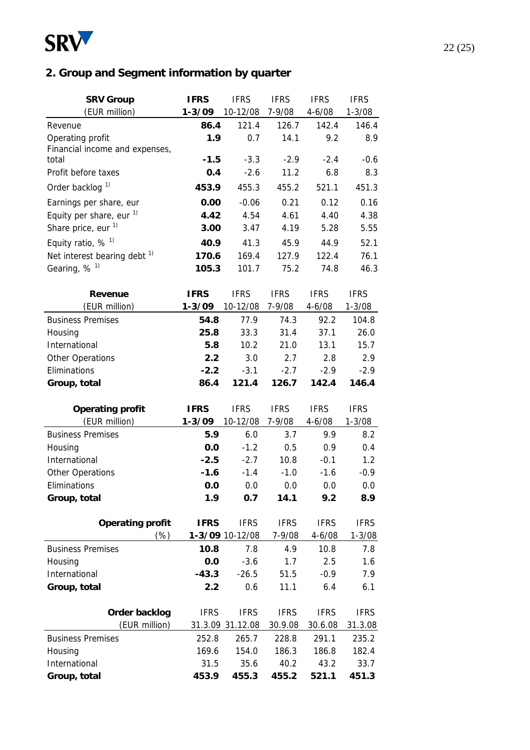## 2. Group and Segment information by quarter

| **SRV Group** (EUR million) | **IFRS** **1-3/09** | IFRS 10-12/08 | IFRS 7-9/08 | IFRS 4-6/08 | IFRS 1-3/08 |
|---|---|---|---|---|---|
| Revenue | **86.4** | 121.4 | 126.7 | 142.4 | 146.4 |
| Operating profit | **1.9** | 0.7 | 14.1 | 9.2 | 8.9 |
| Financial income and expenses, total | **-1.5** | -3.3 | -2.9 | -2.4 | -0.6 |
| Profit before taxes | **0.4** | -2.6 | 11.2 | 6.8 | 8.3 |
| Order backlog [1] | **453.9** | 455.3 | 455.2 | 521.1 | 451.3 |
| Earnings per share, eur | **0.00** | -0.06 | 0.21 | 0.12 | 0.16 |
| Equity per share, eur [1] | **4.42** | 4.54 | 4.61 | 4.40 | 4.38 |
| Share price, eur [1] | **3.00** | 3.47 | 4.19 | 5.28 | 5.55 |
| Equity ratio, % [1] | **40.9** | 41.3 | 45.9 | 44.9 | 52.1 |
| Net interest bearing debt [1] | **170.6** | 169.4 | 127.9 | 122.4 | 76.1 |
| Gearing, % [1] | **105.3** | 101.7 | 75.2 | 74.8 | 46.3 |

| **Revenue** (EUR million) | **IFRS** **1-3/09** | IFRS 10-12/08 | IFRS 7-9/08 | IFRS 4-6/08 | IFRS 1-3/08 |
|---|---|---|---|---|---|
| Business Premises | **54.8** | 77.9 | 74.3 | 92.2 | 104.8 |
| Housing | **25.8** | 33.3 | 31.4 | 37.1 | 26.0 |
| International | **5.8** | 10.2 | 21.0 | 13.1 | 15.7 |
| Other Operations | **2.2** | 3.0 | 2.7 | 2.8 | 2.9 |
| Eliminations | **-2.2** | -3.1 | -2.7 | -2.9 | -2.9 |
| **Group, total** | **86.4** | **121.4** | **126.7** | **142.4** | **146.4** |

| **Operating profit** (EUR million) | **IFRS** **1-3/09** | IFRS 10-12/08 | IFRS 7-9/08 | IFRS 4-6/08 | IFRS 1-3/08 |
|---|---|---|---|---|---|
| Business Premises | **5.9** | 6.0 | 3.7 | 9.9 | 8.2 |
| Housing | **0.0** | -1.2 | 0.5 | 0.9 | 0.4 |
| International | **-2.5** | -2.7 | 10.8 | -0.1 | 1.2 |
| Other Operations | **-1.6** | -1.4 | -1.0 | -1.6 | -0.9 |
| Eliminations | **0.0** | 0.0 | 0.0 | 0.0 | 0.0 |
| **Group, total** | **1.9** | **0.7** | **14.1** | **9.2** | **8.9** |

| **Operating profit** (%) | **IFRS** **1-3/09** | IFRS 10-12/08 | IFRS 7-9/08 | IFRS 4-6/08 | IFRS 1-3/08 |
|---|---|---|---|---|---|
| Business Premises | **10.8** | 7.8 | 4.9 | 10.8 | 7.8 |
| Housing | **0.0** | -3.6 | 1.7 | 2.5 | 1.6 |
| International | **-43.3** | -26.5 | 51.5 | -0.9 | 7.9 |
| **Group, total** | **2.2** | 0.6 | 11.1 | 6.4 | 6.1 |

| **Order backlog** (EUR million) | IFRS 31.3.09 | IFRS 31.12.08 | IFRS 30.9.08 | IFRS 30.6.08 | IFRS 31.3.08 |
|---|---|---|---|---|---|
| Business Premises | 252.8 | 265.7 | 228.8 | 291.1 | 235.2 |
| Housing | 169.6 | 154.0 | 186.3 | 186.8 | 182.4 |
| International | 31.5 | 35.6 | 40.2 | 43.2 | 33.7 |
| **Group, total** | **453.9** | **455.3** | **455.2** | **521.1** | **451.3** |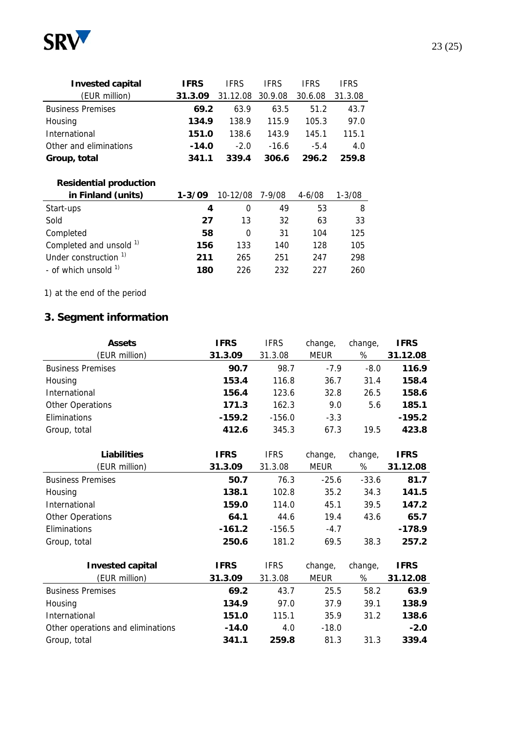| **Invested capital** (EUR million) | **IFRS 31.3.09** | IFRS 31.12.08 | IFRS 30.9.08 | IFRS 30.6.08 | IFRS 31.3.08 |
|---|---|---|---|---|---|
| Business Premises | **69.2** | 63.9 | 63.5 | 51.2 | 43.7 |
| Housing | **134.9** | 138.9 | 115.9 | 105.3 | 97.0 |
| International | **151.0** | 138.6 | 143.9 | 145.1 | 115.1 |
| Other and eliminations | **-14.0** | -2.0 | -16.6 | -5.4 | 4.0 |
| **Group, total** | **341.1** | **339.4** | **306.6** | **296.2** | **259.8** |

| **Residential production in Finland (units)** | **1-3/09** | 10-12/08 | 7-9/08 | 4-6/08 | 1-3/08 |
|---|---|---|---|---|---|
| Start-ups | **4** | 0 | 49 | 53 | 8 |
| Sold | **27** | 13 | 32 | 63 | 33 |
| Completed | **58** | 0 | 31 | 104 | 125 |
| Completed and unsold [1] | **156** | 133 | 140 | 128 | 105 |
| Under construction [1] | **211** | 265 | 251 | 247 | 298 |
| - of which unsold [1] | **180** | 226 | 232 | 227 | 260 |

1) at the end of the period

## 3. Segment information

| **Assets** (EUR million) | **IFRS 31.3.09** | IFRS 31.3.08 | change, MEUR | change, % | **IFRS 31.12.08** |
|---|---|---|---|---|---|
| Business Premises | **90.7** | 98.7 | -7.9 | -8.0 | **116.9** |
| Housing | **153.4** | 116.8 | 36.7 | 31.4 | **158.4** |
| International | **156.4** | 123.6 | 32.8 | 26.5 | **158.6** |
| Other Operations | **171.3** | 162.3 | 9.0 | 5.6 | **185.1** |
| Eliminations | **-159.2** | -156.0 | -3.3 | | **-195.2** |
| Group, total | **412.6** | 345.3 | 67.3 | 19.5 | **423.8** |

| **Liabilities** (EUR million) | **IFRS 31.3.09** | IFRS 31.3.08 | change, MEUR | change, % | **IFRS 31.12.08** |
|---|---|---|---|---|---|
| Business Premises | **50.7** | 76.3 | -25.6 | -33.6 | **81.7** |
| Housing | **138.1** | 102.8 | 35.2 | 34.3 | **141.5** |
| International | **159.0** | 114.0 | 45.1 | 39.5 | **147.2** |
| Other Operations | **64.1** | 44.6 | 19.4 | 43.6 | **65.7** |
| Eliminations | **-161.2** | -156.5 | -4.7 | | **-178.9** |
| Group, total | **250.6** | 181.2 | 69.5 | 38.3 | **257.2** |

| **Invested capital** (EUR million) | **IFRS 31.3.09** | IFRS 31.3.08 | change, MEUR | change, % | **IFRS 31.12.08** |
|---|---|---|---|---|---|
| Business Premises | **69.2** | 43.7 | 25.5 | 58.2 | **63.9** |
| Housing | **134.9** | 97.0 | 37.9 | 39.1 | **138.9** |
| International | **151.0** | 115.1 | 35.9 | 31.2 | **138.6** |
| Other operations and eliminations | **-14.0** | 4.0 | -18.0 | | **-2.0** |
| Group, total | **341.1** | **259.8** | 81.3 | 31.3 | **339.4** |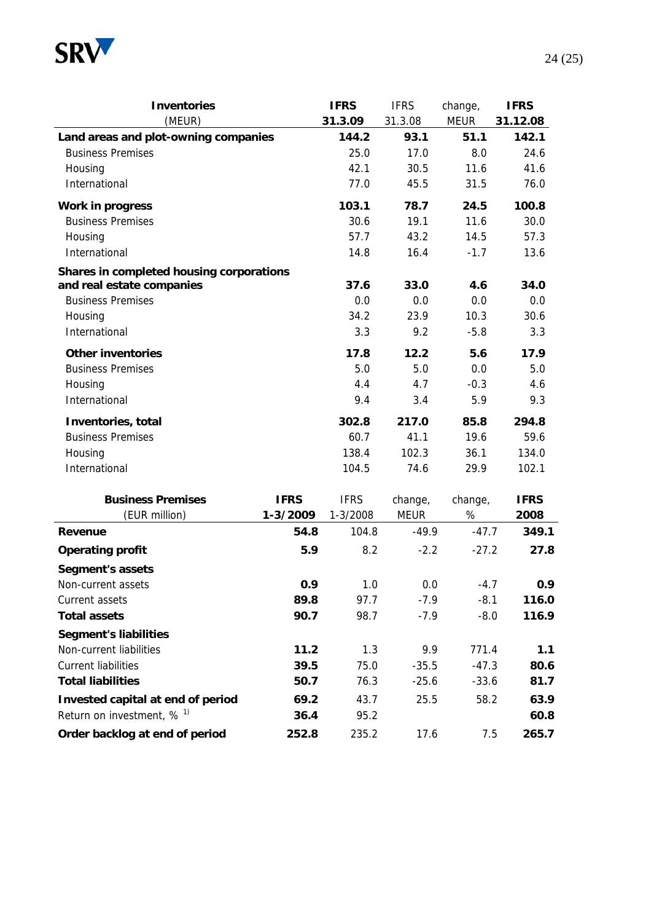| Inventories (MEUR) | IFRS 31.3.09 | IFRS 31.3.08 | change, MEUR | IFRS 31.12.08 |
|---|---|---|---|---|
| **Land areas and plot-owning companies** | **144.2** | **93.1** | **51.1** | **142.1** |
| Business Premises | 25.0 | 17.0 | 8.0 | 24.6 |
| Housing | 42.1 | 30.5 | 11.6 | 41.6 |
| International | 77.0 | 45.5 | 31.5 | 76.0 |
| **Work in progress** | **103.1** | **78.7** | **24.5** | **100.8** |
| Business Premises | 30.6 | 19.1 | 11.6 | 30.0 |
| Housing | 57.7 | 43.2 | 14.5 | 57.3 |
| International | 14.8 | 16.4 | -1.7 | 13.6 |
| **Shares in completed housing corporations and real estate companies** | **37.6** | **33.0** | **4.6** | **34.0** |
| Business Premises | 0.0 | 0.0 | 0.0 | 0.0 |
| Housing | 34.2 | 23.9 | 10.3 | 30.6 |
| International | 3.3 | 9.2 | -5.8 | 3.3 |
| **Other inventories** | **17.8** | **12.2** | **5.6** | **17.9** |
| Business Premises | 5.0 | 5.0 | 0.0 | 5.0 |
| Housing | 4.4 | 4.7 | -0.3 | 4.6 |
| International | 9.4 | 3.4 | 5.9 | 9.3 |
| **Inventories, total** | **302.8** | **217.0** | **85.8** | **294.8** |
| Business Premises | 60.7 | 41.1 | 19.6 | 59.6 |
| Housing | 138.4 | 102.3 | 36.1 | 134.0 |
| International | 104.5 | 74.6 | 29.9 | 102.1 |

| Business Premises (EUR million) | IFRS 1-3/2009 | IFRS 1-3/2008 | change, MEUR | change, % | IFRS 2008 |
|---|---|---|---|---|---|
| **Revenue** | **54.8** | 104.8 | -49.9 | -47.7 | **349.1** |
| **Operating profit** | **5.9** | 8.2 | -2.2 | -27.2 | **27.8** |
| **Segment's assets** | | | | | |
| Non-current assets | **0.9** | 1.0 | 0.0 | -4.7 | **0.9** |
| Current assets | **89.8** | 97.7 | -7.9 | -8.1 | **116.0** |
| **Total assets** | **90.7** | 98.7 | -7.9 | -8.0 | **116.9** |
| **Segment's liabilities** | | | | | |
| Non-current liabilities | **11.2** | 1.3 | 9.9 | 771.4 | **1.1** |
| Current liabilities | **39.5** | 75.0 | -35.5 | -47.3 | **80.6** |
| **Total liabilities** | **50.7** | 76.3 | -25.6 | -33.6 | **81.7** |
| **Invested capital at end of period** | **69.2** | 43.7 | 25.5 | 58.2 | **63.9** |
| Return on investment, % [1)] | **36.4** | 95.2 | | | **60.8** |
| **Order backlog at end of period** | **252.8** | 235.2 | 17.6 | 7.5 | **265.7** |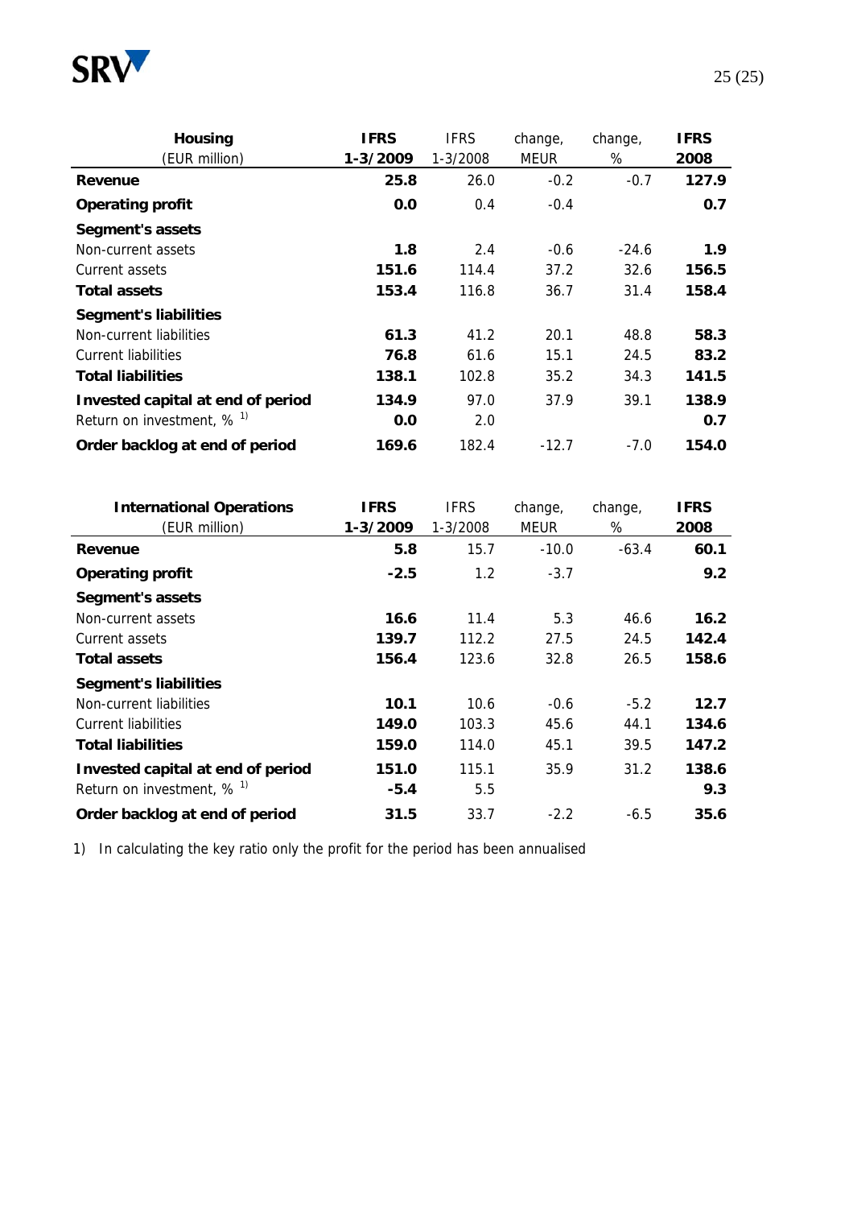| Housing (EUR million) | IFRS 1-3/2009 | IFRS 1-3/2008 | change, MEUR | change, % | IFRS 2008 |
|---|---|---|---|---|---|
| **Revenue** | **25.8** | 26.0 | -0.2 | -0.7 | **127.9** |
| **Operating profit** | **0.0** | 0.4 | -0.4 | | **0.7** |
| **Segment's assets** | | | | | |
| Non-current assets | **1.8** | 2.4 | -0.6 | -24.6 | **1.9** |
| Current assets | **151.6** | 114.4 | 37.2 | 32.6 | **156.5** |
| **Total assets** | **153.4** | 116.8 | 36.7 | 31.4 | **158.4** |
| **Segment's liabilities** | | | | | |
| Non-current liabilities | **61.3** | 41.2 | 20.1 | 48.8 | **58.3** |
| Current liabilities | **76.8** | 61.6 | 15.1 | 24.5 | **83.2** |
| **Total liabilities** | **138.1** | 102.8 | 35.2 | 34.3 | **141.5** |
| **Invested capital at end of period** | **134.9** | 97.0 | 37.9 | 39.1 | **138.9** |
| Return on investment, % [1] | **0.0** | 2.0 | | | **0.7** |
| **Order backlog at end of period** | **169.6** | 182.4 | -12.7 | -7.0 | **154.0** |

| International Operations (EUR million) | IFRS 1-3/2009 | IFRS 1-3/2008 | change, MEUR | change, % | IFRS 2008 |
|---|---|---|---|---|---|
| **Revenue** | **5.8** | 15.7 | -10.0 | -63.4 | **60.1** |
| **Operating profit** | **-2.5** | 1.2 | -3.7 | | **9.2** |
| **Segment's assets** | | | | | |
| Non-current assets | **16.6** | 11.4 | 5.3 | 46.6 | **16.2** |
| Current assets | **139.7** | 112.2 | 27.5 | 24.5 | **142.4** |
| **Total assets** | **156.4** | 123.6 | 32.8 | 26.5 | **158.6** |
| **Segment's liabilities** | | | | | |
| Non-current liabilities | **10.1** | 10.6 | -0.6 | -5.2 | **12.7** |
| Current liabilities | **149.0** | 103.3 | 45.6 | 44.1 | **134.6** |
| **Total liabilities** | **159.0** | 114.0 | 45.1 | 39.5 | **147.2** |
| **Invested capital at end of period** | **151.0** | 115.1 | 35.9 | 31.2 | **138.6** |
| Return on investment, % [1] | **-5.4** | 5.5 | | | **9.3** |
| **Order backlog at end of period** | **31.5** | 33.7 | -2.2 | -6.5 | **35.6** |

1) In calculating the key ratio only the profit for the period has been annualised